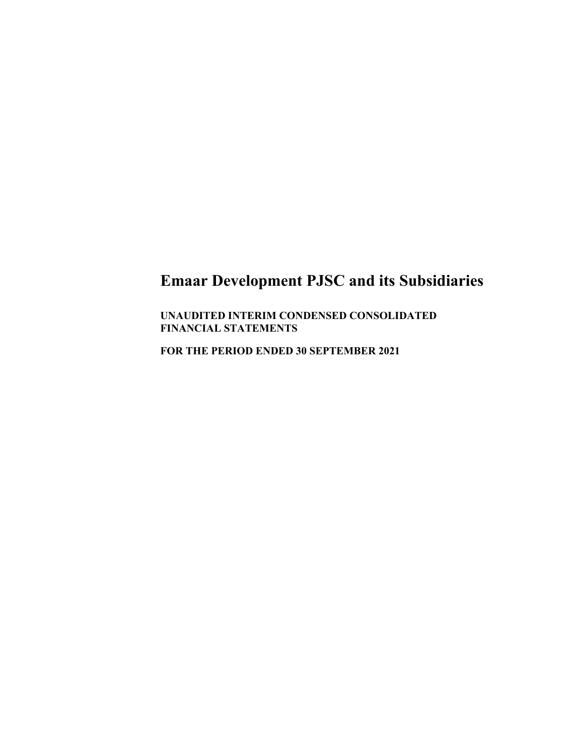# Emaar Development PJSC and its Subsidiaries

**UNAUDITED INTERIM CONDENSED CONSOLIDATED FINANCIAL STATEMENTS**

**FOR THE PERIOD ENDED 30 SEPTEMBER 2021**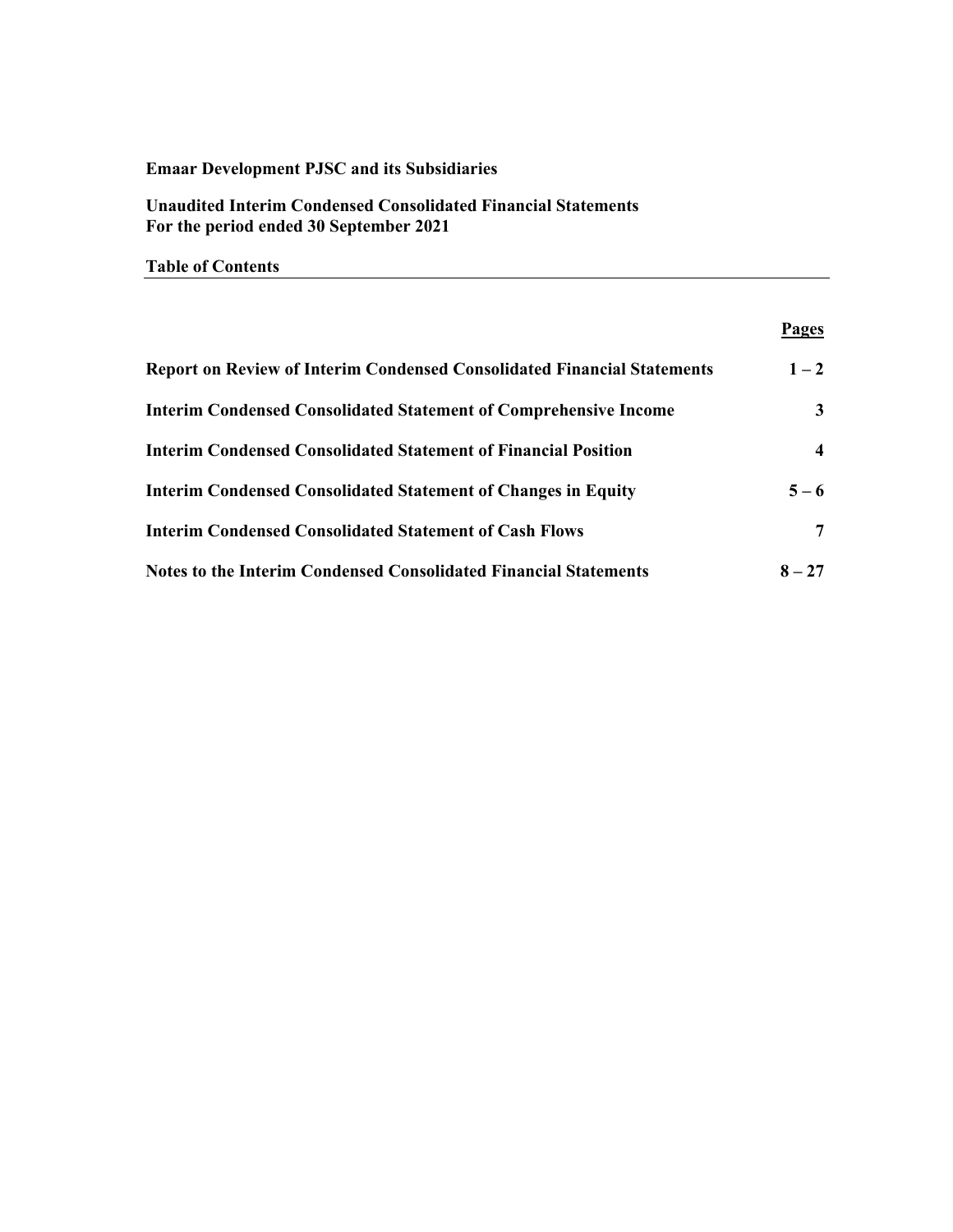**Emaar Development PJSC and its Subsidiaries**

**Unaudited Interim Condensed Consolidated Financial Statements**
**For the period ended 30 September 2021**

**Table of Contents**

| | **Pages** |
|---|---|
| **Report on Review of Interim Condensed Consolidated Financial Statements** | **1 – 2** |
| **Interim Condensed Consolidated Statement of Comprehensive Income** | **3** |
| **Interim Condensed Consolidated Statement of Financial Position** | **4** |
| **Interim Condensed Consolidated Statement of Changes in Equity** | **5 – 6** |
| **Interim Condensed Consolidated Statement of Cash Flows** | **7** |
| **Notes to the Interim Condensed Consolidated Financial Statements** | **8 – 27** |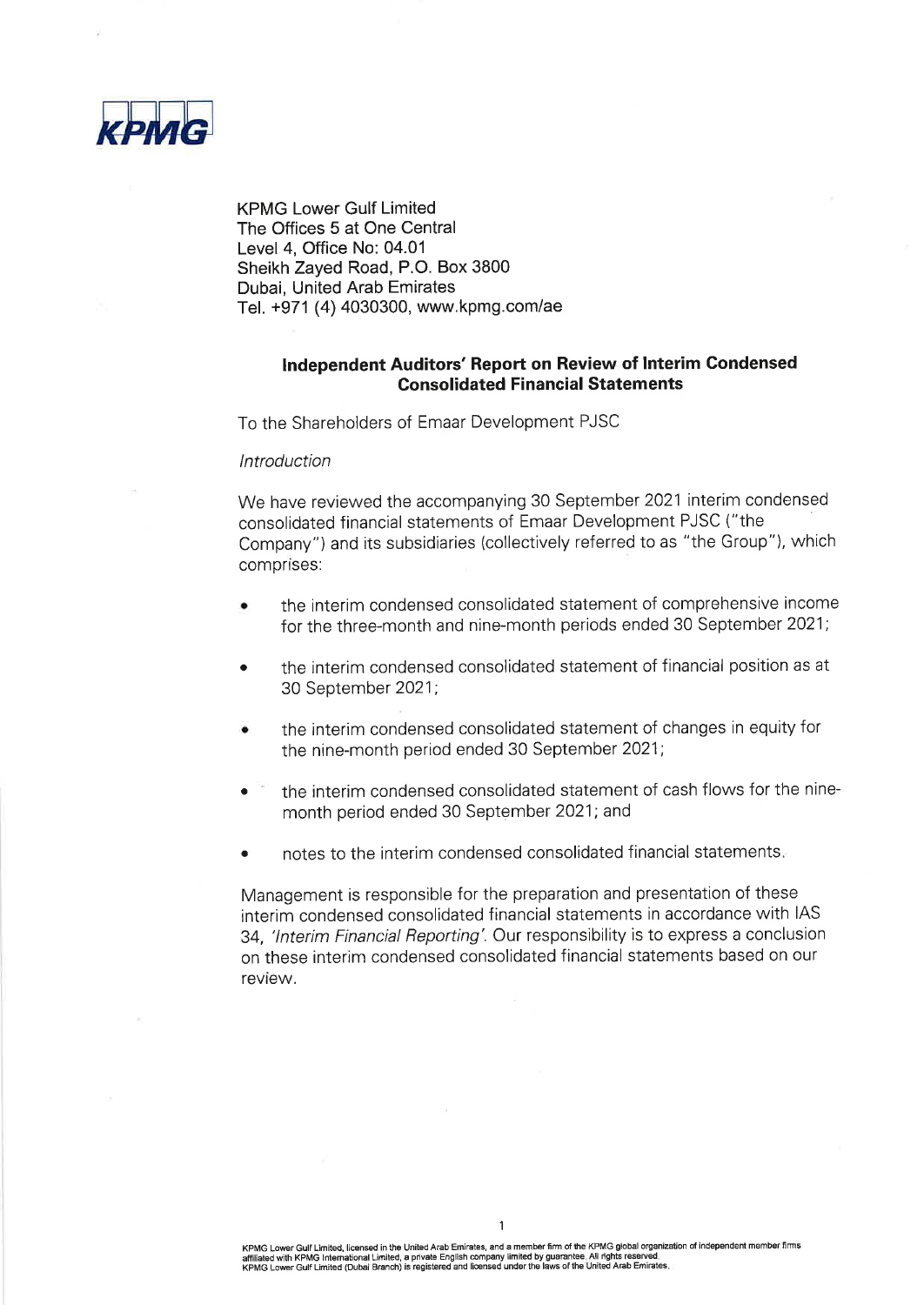KPMG Lower Gulf Limited
The Offices 5 at One Central
Level 4, Office No: 04.01
Sheikh Zayed Road, P.O. Box 3800
Dubai, United Arab Emirates
Tel. +971 (4) 4030300, www.kpmg.com/ae

## Independent Auditors' Report on Review of Interim Condensed Consolidated Financial Statements

To the Shareholders of Emaar Development PJSC

*Introduction*

We have reviewed the accompanying 30 September 2021 interim condensed consolidated financial statements of Emaar Development PJSC ("the Company") and its subsidiaries (collectively referred to as "the Group"), which comprises:

- the interim condensed consolidated statement of comprehensive income for the three-month and nine-month periods ended 30 September 2021;
- the interim condensed consolidated statement of financial position as at 30 September 2021;
- the interim condensed consolidated statement of changes in equity for the nine-month period ended 30 September 2021;
- the interim condensed consolidated statement of cash flows for the nine-month period ended 30 September 2021; and
- notes to the interim condensed consolidated financial statements.

Management is responsible for the preparation and presentation of these interim condensed consolidated financial statements in accordance with IAS 34, *'Interim Financial Reporting'*. Our responsibility is to express a conclusion on these interim condensed consolidated financial statements based on our review.

KPMG Lower Gulf Limited, licensed in the United Arab Emirates, and a member firm of the KPMG global organization of independent member firms affiliated with KPMG International Limited, a private English company limited by guarantee. All rights reserved.
KPMG Lower Gulf Limited (Dubai Branch) is registered and licensed under the laws of the United Arab Emirates.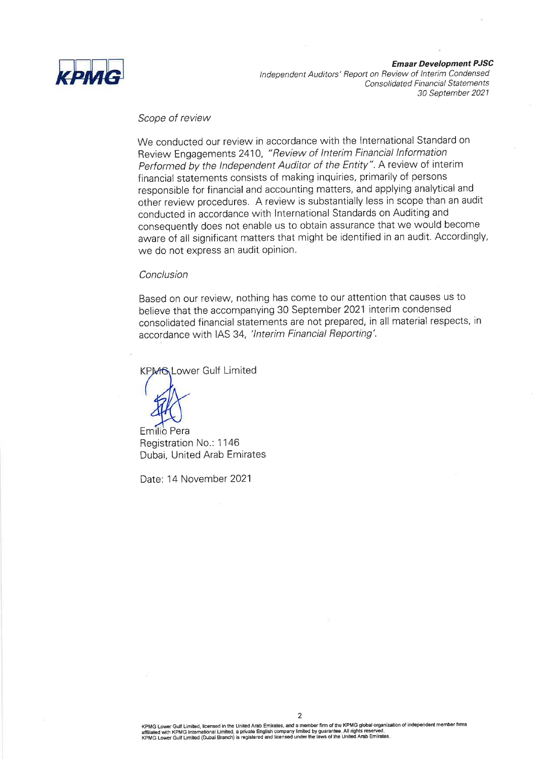*Scope of review*

We conducted our review in accordance with the International Standard on Review Engagements 2410, *"Review of Interim Financial Information Performed by the Independent Auditor of the Entity"*. A review of interim financial statements consists of making inquiries, primarily of persons responsible for financial and accounting matters, and applying analytical and other review procedures. A review is substantially less in scope than an audit conducted in accordance with International Standards on Auditing and consequently does not enable us to obtain assurance that we would become aware of all significant matters that might be identified in an audit. Accordingly, we do not express an audit opinion.

*Conclusion*

Based on our review, nothing has come to our attention that causes us to believe that the accompanying 30 September 2021 interim condensed consolidated financial statements are not prepared, in all material respects, in accordance with IAS 34, *'Interim Financial Reporting'*.

KPMG Lower Gulf Limited

Emilio Pera
Registration No.: 1146
Dubai, United Arab Emirates

Date: 14 November 2021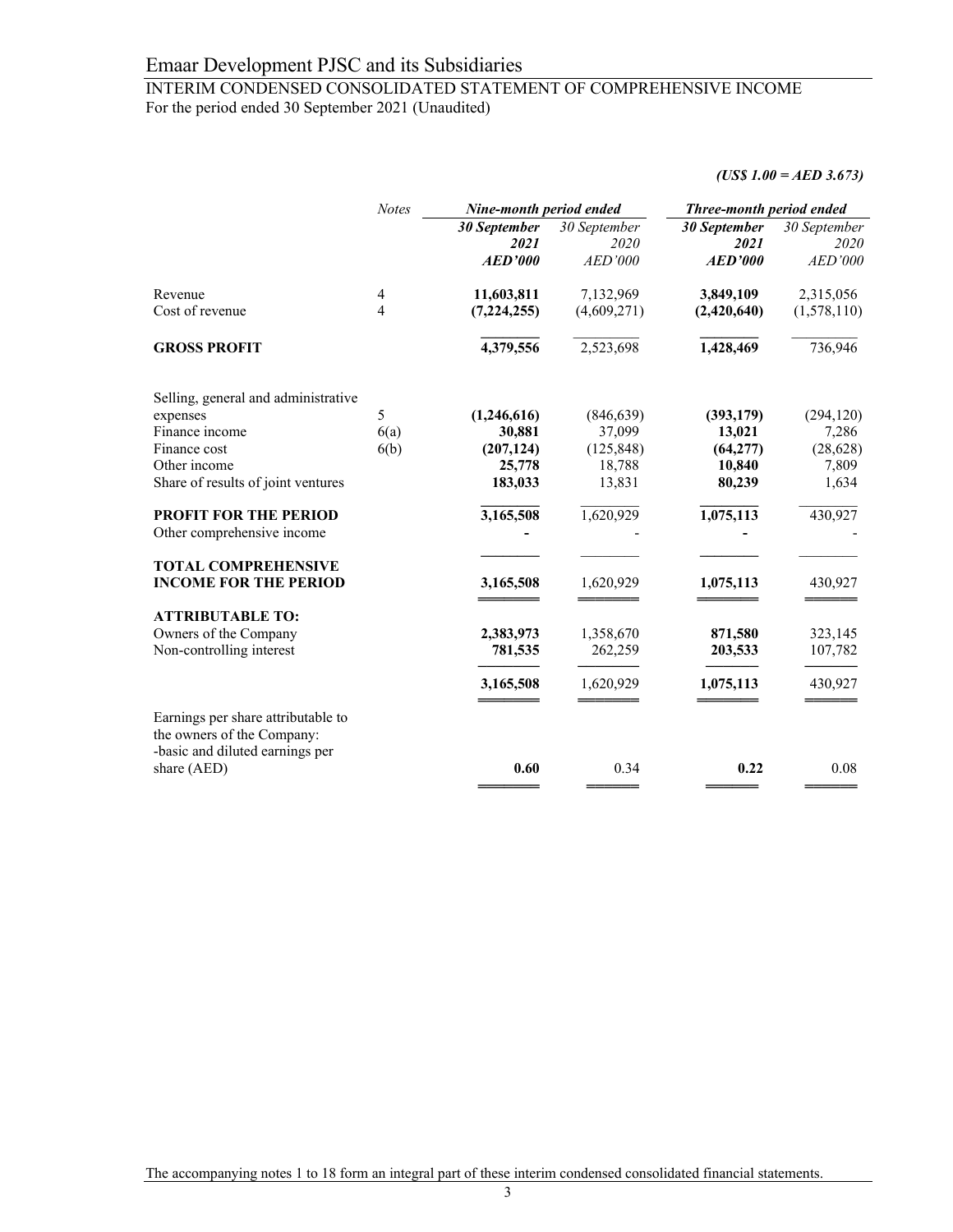# Emaar Development PJSC and its Subsidiaries

## INTERIM CONDENSED CONSOLIDATED STATEMENT OF COMPREHENSIVE INCOME

For the period ended 30 September 2021 (Unaudited)

***(US$ 1.00 = AED 3.673)***

| | *Notes* | ***Nine-month period ended*** | | ***Three-month period ended*** | |
|---|---|---|---|---|---|
| | | ***30 September 2021 AED'000*** | *30 September 2020 AED'000* | ***30 September 2021 AED'000*** | *30 September 2020 AED'000* |
| Revenue | 4 | **11,603,811** | 7,132,969 | **3,849,109** | 2,315,056 |
| Cost of revenue | 4 | **(7,224,255)** | (4,609,271) | **(2,420,640)** | (1,578,110) |
| **GROSS PROFIT** | | **4,379,556** | 2,523,698 | **1,428,469** | 736,946 |
| Selling, general and administrative expenses | 5 | **(1,246,616)** | (846,639) | **(393,179)** | (294,120) |
| Finance income | 6(a) | **30,881** | 37,099 | **13,021** | 7,286 |
| Finance cost | 6(b) | **(207,124)** | (125,848) | **(64,277)** | (28,628) |
| Other income | | **25,778** | 18,788 | **10,840** | 7,809 |
| Share of results of joint ventures | | **183,033** | 13,831 | **80,239** | 1,634 |
| **PROFIT FOR THE PERIOD** | | **3,165,508** | 1,620,929 | **1,075,113** | 430,927 |
| Other comprehensive income | | **-** | - | **-** | - |
| **TOTAL COMPREHENSIVE INCOME FOR THE PERIOD** | | **3,165,508** | 1,620,929 | **1,075,113** | 430,927 |
| **ATTRIBUTABLE TO:** | | | | | |
| Owners of the Company | | **2,383,973** | 1,358,670 | **871,580** | 323,145 |
| Non-controlling interest | | **781,535** | 262,259 | **203,533** | 107,782 |
| | | **3,165,508** | 1,620,929 | **1,075,113** | 430,927 |
| Earnings per share attributable to the owners of the Company: -basic and diluted earnings per share (AED) | | **0.60** | 0.34 | **0.22** | 0.08 |

The accompanying notes 1 to 18 form an integral part of these interim condensed consolidated financial statements.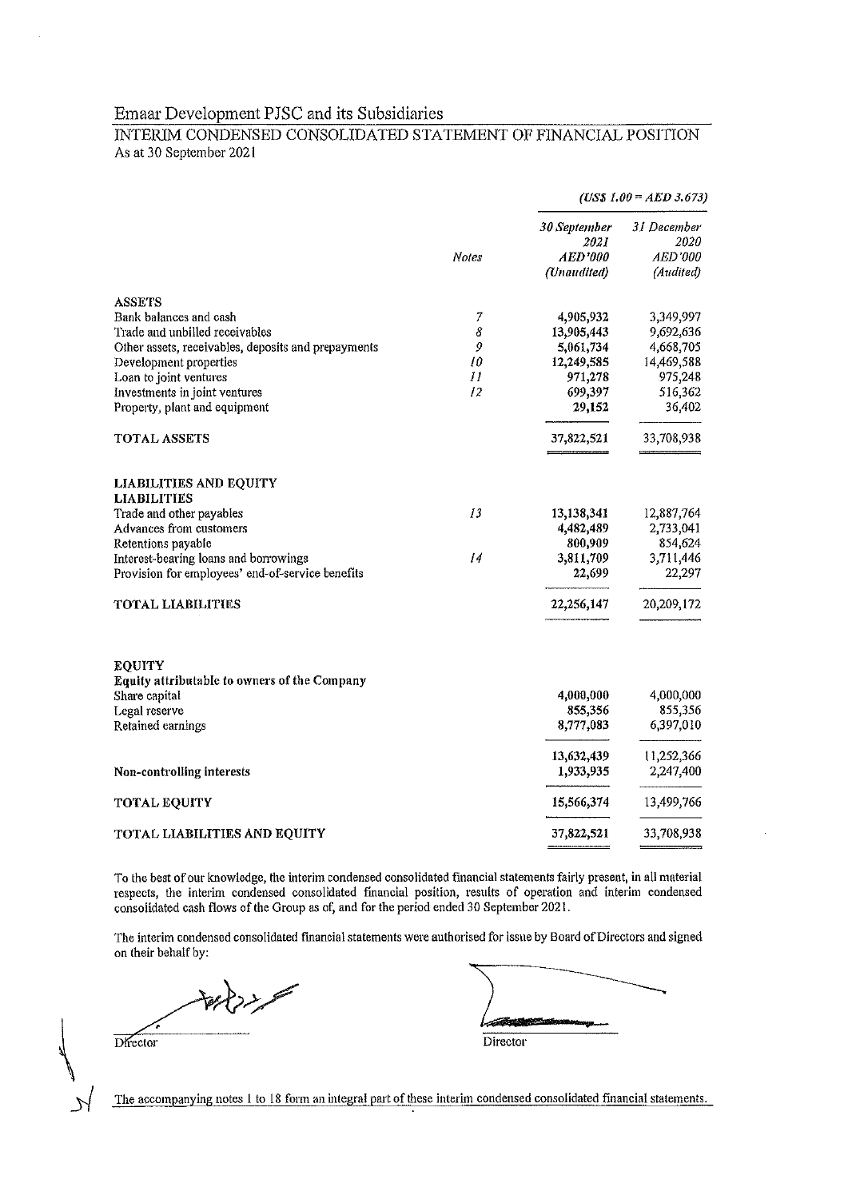# Emaar Development PJSC and its Subsidiaries

## INTERIM CONDENSED CONSOLIDATED STATEMENT OF FINANCIAL POSITION

As at 30 September 2021

| | | *(US$ 1.00 = AED 3.673)* | |
|---|---|---|---|
| | *Notes* | *30 September 2021 AED'000 (Unaudited)* | *31 December 2020 AED'000 (Audited)* |
| **ASSETS** | | | |
| Bank balances and cash | 7 | 4,905,932 | 3,349,997 |
| Trade and unbilled receivables | 8 | 13,905,443 | 9,692,636 |
| Other assets, receivables, deposits and prepayments | 9 | 5,061,734 | 4,668,705 |
| Development properties | 10 | 12,249,585 | 14,469,588 |
| Loan to joint ventures | 11 | 971,278 | 975,248 |
| Investments in joint ventures | 12 | 699,397 | 516,362 |
| Property, plant and equipment | | 29,152 | 36,402 |
| **TOTAL ASSETS** | | 37,822,521 | 33,708,938 |
| **LIABILITIES AND EQUITY** | | | |
| **LIABILITIES** | | | |
| Trade and other payables | 13 | 13,138,341 | 12,887,764 |
| Advances from customers | | 4,482,489 | 2,733,041 |
| Retentions payable | | 800,909 | 854,624 |
| Interest-bearing loans and borrowings | 14 | 3,811,709 | 3,711,446 |
| Provision for employees' end-of-service benefits | | 22,699 | 22,297 |
| **TOTAL LIABILITIES** | | 22,256,147 | 20,209,172 |
| **EQUITY** | | | |
| **Equity attributable to owners of the Company** | | | |
| Share capital | | 4,000,000 | 4,000,000 |
| Legal reserve | | 855,356 | 855,356 |
| Retained earnings | | 8,777,083 | 6,397,010 |
| | | 13,632,439 | 11,252,366 |
| **Non-controlling interests** | | 1,933,935 | 2,247,400 |
| **TOTAL EQUITY** | | 15,566,374 | 13,499,766 |
| **TOTAL LIABILITIES AND EQUITY** | | 37,822,521 | 33,708,938 |

To the best of our knowledge, the interim condensed consolidated financial statements fairly present, in all material respects, the interim condensed consolidated financial position, results of operation and interim condensed consolidated cash flows of the Group as of, and for the period ended 30 September 2021.

The interim condensed consolidated financial statements were authorised for issue by Board of Directors and signed on their behalf by:

Director

Director

The accompanying notes 1 to 18 form an integral part of these interim condensed consolidated financial statements.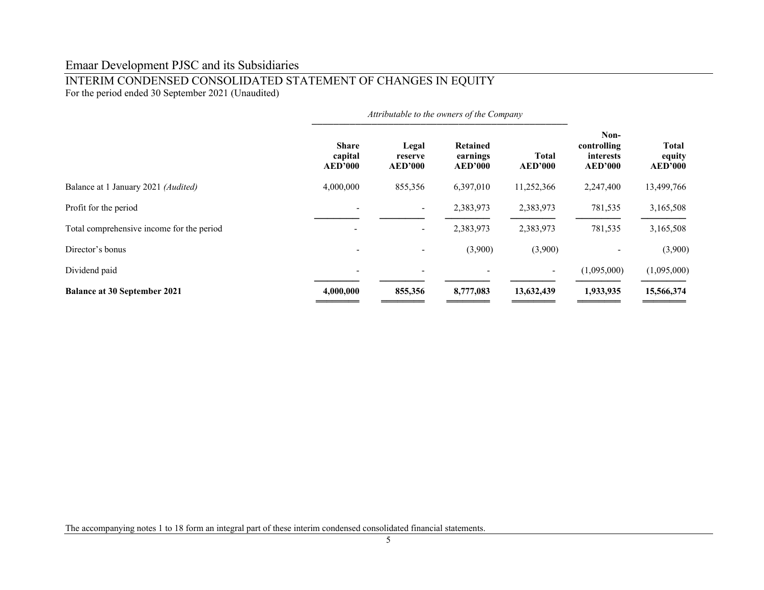# Emaar Development PJSC and its Subsidiaries

## INTERIM CONDENSED CONSOLIDATED STATEMENT OF CHANGES IN EQUITY

For the period ended 30 September 2021 (Unaudited)

| | *Attributable to the owners of the Company* | | | | | |
|---|---|---|---|---|---|---|
| | **Share capital AED'000** | **Legal reserve AED'000** | **Retained earnings AED'000** | **Total AED'000** | **Non-controlling interests AED'000** | **Total equity AED'000** |
| Balance at 1 January 2021 *(Audited)* | 4,000,000 | 855,356 | 6,397,010 | 11,252,366 | 2,247,400 | 13,499,766 |
| Profit for the period | - | - | 2,383,973 | 2,383,973 | 781,535 | 3,165,508 |
| Total comprehensive income for the period | - | - | 2,383,973 | 2,383,973 | 781,535 | 3,165,508 |
| Director's bonus | - | - | (3,900) | (3,900) | - | (3,900) |
| Dividend paid | - | - | - | - | (1,095,000) | (1,095,000) |
| **Balance at 30 September 2021** | **4,000,000** | **855,356** | **8,777,083** | **13,632,439** | **1,933,935** | **15,566,374** |

The accompanying notes 1 to 18 form an integral part of these interim condensed consolidated financial statements.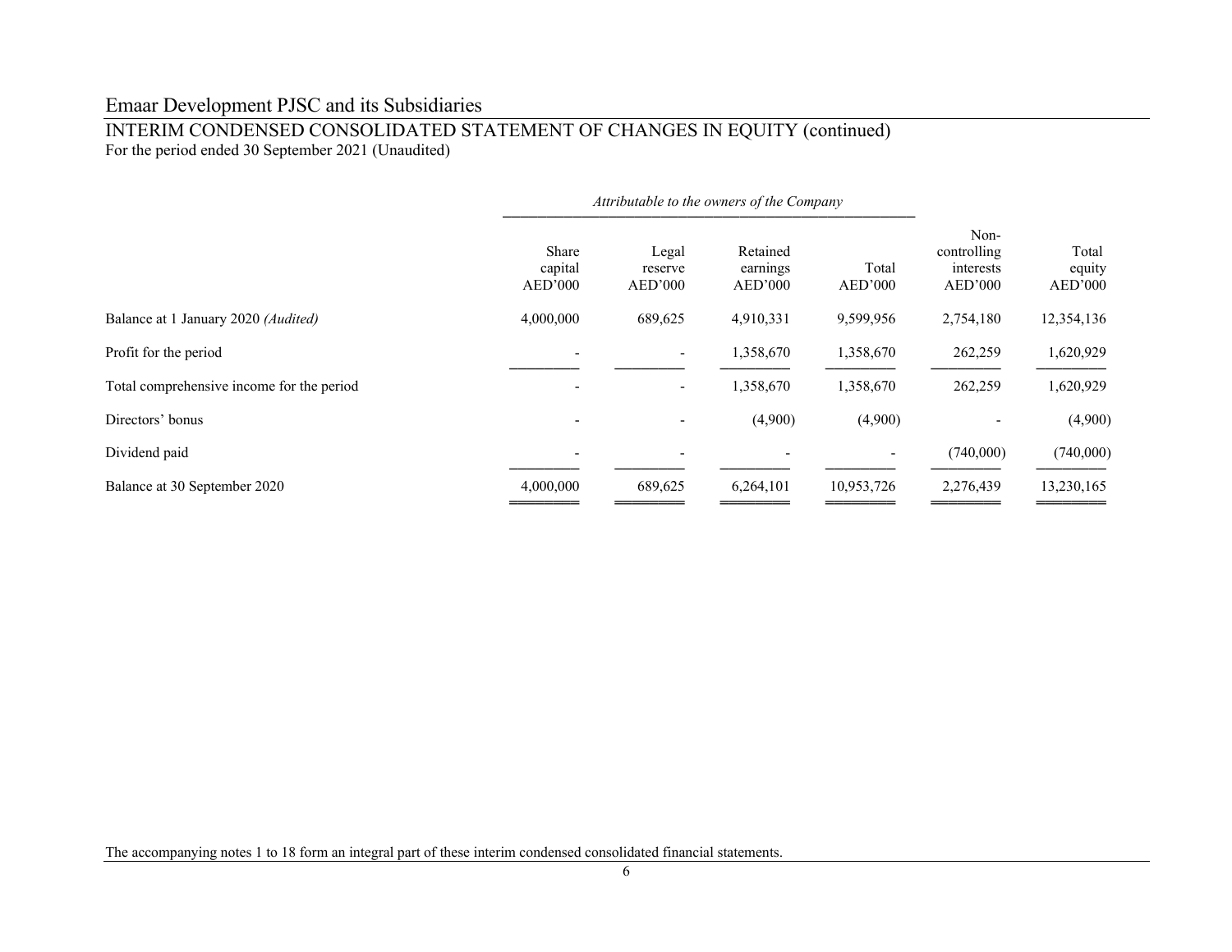# Emaar Development PJSC and its Subsidiaries

## INTERIM CONDENSED CONSOLIDATED STATEMENT OF CHANGES IN EQUITY (continued)

For the period ended 30 September 2021 (Unaudited)

| | *Attributable to the owners of the Company* | | | | | |
|---|---|---|---|---|---|---|
| | Share capital AED'000 | Legal reserve AED'000 | Retained earnings AED'000 | Total AED'000 | Non-controlling interests AED'000 | Total equity AED'000 |
| Balance at 1 January 2020 *(Audited)* | 4,000,000 | 689,625 | 4,910,331 | 9,599,956 | 2,754,180 | 12,354,136 |
| Profit for the period | - | - | 1,358,670 | 1,358,670 | 262,259 | 1,620,929 |
| Total comprehensive income for the period | - | - | 1,358,670 | 1,358,670 | 262,259 | 1,620,929 |
| Directors' bonus | - | - | (4,900) | (4,900) | - | (4,900) |
| Dividend paid | - | - | - | - | (740,000) | (740,000) |
| Balance at 30 September 2020 | 4,000,000 | 689,625 | 6,264,101 | 10,953,726 | 2,276,439 | 13,230,165 |

The accompanying notes 1 to 18 form an integral part of these interim condensed consolidated financial statements.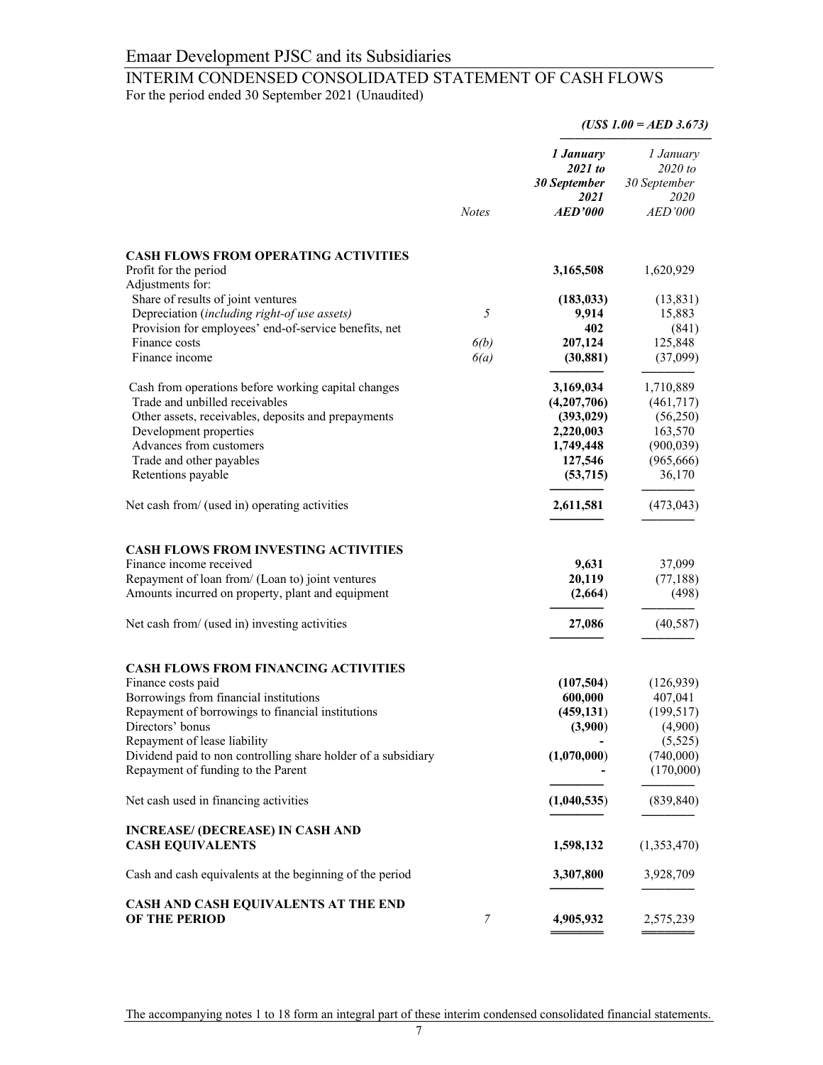# Emaar Development PJSC and its Subsidiaries

## INTERIM CONDENSED CONSOLIDATED STATEMENT OF CASH FLOWS

For the period ended 30 September 2021 (Unaudited)

*(US$ 1.00 = AED 3.673)*

| | *Notes* | ***1 January 2021 to 30 September 2021 AED'000*** | *1 January 2020 to 30 September 2020 AED'000* |
|---|---|---|---|
| **CASH FLOWS FROM OPERATING ACTIVITIES** | | | |
| Profit for the period | | **3,165,508** | 1,620,929 |
| Adjustments for: | | | |
| Share of results of joint ventures | | **(183,033)** | (13,831) |
| Depreciation (*including right-of use assets)* | *5* | **9,914** | 15,883 |
| Provision for employees' end-of-service benefits, net | | **402** | (841) |
| Finance costs | *6(b)* | **207,124** | 125,848 |
| Finance income | *6(a)* | **(30,881)** | (37,099) |
| Cash from operations before working capital changes | | **3,169,034** | 1,710,889 |
| Trade and unbilled receivables | | **(4,207,706)** | (461,717) |
| Other assets, receivables, deposits and prepayments | | **(393,029)** | (56,250) |
| Development properties | | **2,220,003** | 163,570 |
| Advances from customers | | **1,749,448** | (900,039) |
| Trade and other payables | | **127,546** | (965,666) |
| Retentions payable | | **(53,715)** | 36,170 |
| Net cash from/ (used in) operating activities | | **2,611,581** | (473,043) |
| **CASH FLOWS FROM INVESTING ACTIVITIES** | | | |
| Finance income received | | **9,631** | 37,099 |
| Repayment of loan from/ (Loan to) joint ventures | | **20,119** | (77,188) |
| Amounts incurred on property, plant and equipment | | **(2,664)** | (498) |
| Net cash from/ (used in) investing activities | | **27,086** | (40,587) |
| **CASH FLOWS FROM FINANCING ACTIVITIES** | | | |
| Finance costs paid | | **(107,504)** | (126,939) |
| Borrowings from financial institutions | | **600,000** | 407,041 |
| Repayment of borrowings to financial institutions | | **(459,131)** | (199,517) |
| Directors' bonus | | **(3,900)** | (4,900) |
| Repayment of lease liability | | **-** | (5,525) |
| Dividend paid to non controlling share holder of a subsidiary | | **(1,070,000)** | (740,000) |
| Repayment of funding to the Parent | | **-** | (170,000) |
| Net cash used in financing activities | | **(1,040,535)** | (839,840) |
| **INCREASE/ (DECREASE) IN CASH AND CASH EQUIVALENTS** | | **1,598,132** | (1,353,470) |
| Cash and cash equivalents at the beginning of the period | | **3,307,800** | 3,928,709 |
| **CASH AND CASH EQUIVALENTS AT THE END OF THE PERIOD** | *7* | **4,905,932** | 2,575,239 |

The accompanying notes 1 to 18 form an integral part of these interim condensed consolidated financial statements.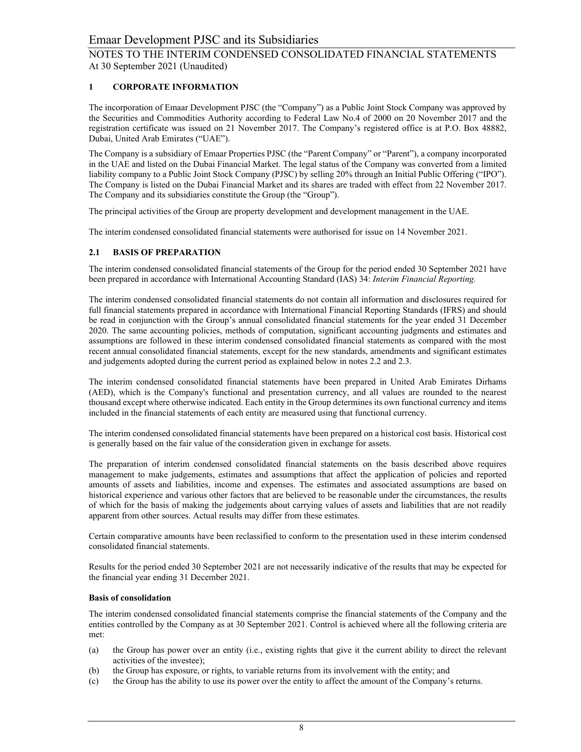## 1 CORPORATE INFORMATION

The incorporation of Emaar Development PJSC (the "Company") as a Public Joint Stock Company was approved by the Securities and Commodities Authority according to Federal Law No.4 of 2000 on 20 November 2017 and the registration certificate was issued on 21 November 2017. The Company's registered office is at P.O. Box 48882, Dubai, United Arab Emirates ("UAE").

The Company is a subsidiary of Emaar Properties PJSC (the "Parent Company" or "Parent"), a company incorporated in the UAE and listed on the Dubai Financial Market. The legal status of the Company was converted from a limited liability company to a Public Joint Stock Company (PJSC) by selling 20% through an Initial Public Offering ("IPO"). The Company is listed on the Dubai Financial Market and its shares are traded with effect from 22 November 2017. The Company and its subsidiaries constitute the Group (the "Group").

The principal activities of the Group are property development and development management in the UAE.

The interim condensed consolidated financial statements were authorised for issue on 14 November 2021.

## 2.1 BASIS OF PREPARATION

The interim condensed consolidated financial statements of the Group for the period ended 30 September 2021 have been prepared in accordance with International Accounting Standard (IAS) 34: *Interim Financial Reporting.*

The interim condensed consolidated financial statements do not contain all information and disclosures required for full financial statements prepared in accordance with International Financial Reporting Standards (IFRS) and should be read in conjunction with the Group's annual consolidated financial statements for the year ended 31 December 2020. The same accounting policies, methods of computation, significant accounting judgments and estimates and assumptions are followed in these interim condensed consolidated financial statements as compared with the most recent annual consolidated financial statements, except for the new standards, amendments and significant estimates and judgements adopted during the current period as explained below in notes 2.2 and 2.3.

The interim condensed consolidated financial statements have been prepared in United Arab Emirates Dirhams (AED), which is the Company's functional and presentation currency, and all values are rounded to the nearest thousand except where otherwise indicated. Each entity in the Group determines its own functional currency and items included in the financial statements of each entity are measured using that functional currency.

The interim condensed consolidated financial statements have been prepared on a historical cost basis. Historical cost is generally based on the fair value of the consideration given in exchange for assets.

The preparation of interim condensed consolidated financial statements on the basis described above requires management to make judgements, estimates and assumptions that affect the application of policies and reported amounts of assets and liabilities, income and expenses. The estimates and associated assumptions are based on historical experience and various other factors that are believed to be reasonable under the circumstances, the results of which for the basis of making the judgements about carrying values of assets and liabilities that are not readily apparent from other sources. Actual results may differ from these estimates.

Certain comparative amounts have been reclassified to conform to the presentation used in these interim condensed consolidated financial statements.

Results for the period ended 30 September 2021 are not necessarily indicative of the results that may be expected for the financial year ending 31 December 2021.

**Basis of consolidation**

The interim condensed consolidated financial statements comprise the financial statements of the Company and the entities controlled by the Company as at 30 September 2021. Control is achieved where all the following criteria are met:

(a) the Group has power over an entity (i.e., existing rights that give it the current ability to direct the relevant activities of the investee);

(b) the Group has exposure, or rights, to variable returns from its involvement with the entity; and

(c) the Group has the ability to use its power over the entity to affect the amount of the Company's returns.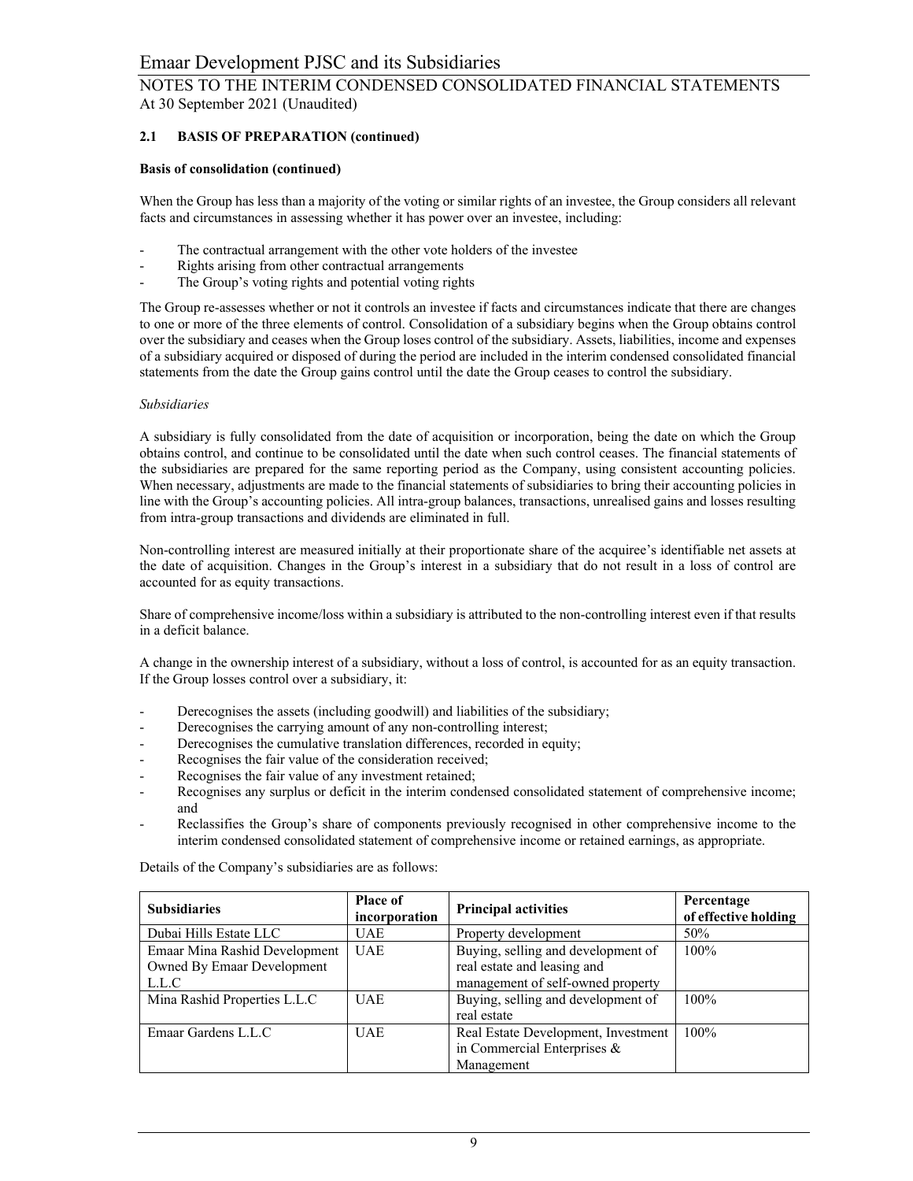### 2.1 BASIS OF PREPARATION (continued)

**Basis of consolidation (continued)**

When the Group has less than a majority of the voting or similar rights of an investee, the Group considers all relevant facts and circumstances in assessing whether it has power over an investee, including:

- The contractual arrangement with the other vote holders of the investee
- Rights arising from other contractual arrangements
- The Group's voting rights and potential voting rights

The Group re-assesses whether or not it controls an investee if facts and circumstances indicate that there are changes to one or more of the three elements of control. Consolidation of a subsidiary begins when the Group obtains control over the subsidiary and ceases when the Group loses control of the subsidiary. Assets, liabilities, income and expenses of a subsidiary acquired or disposed of during the period are included in the interim condensed consolidated financial statements from the date the Group gains control until the date the Group ceases to control the subsidiary.

*Subsidiaries*

A subsidiary is fully consolidated from the date of acquisition or incorporation, being the date on which the Group obtains control, and continue to be consolidated until the date when such control ceases. The financial statements of the subsidiaries are prepared for the same reporting period as the Company, using consistent accounting policies. When necessary, adjustments are made to the financial statements of subsidiaries to bring their accounting policies in line with the Group's accounting policies. All intra-group balances, transactions, unrealised gains and losses resulting from intra-group transactions and dividends are eliminated in full.

Non-controlling interest are measured initially at their proportionate share of the acquiree's identifiable net assets at the date of acquisition. Changes in the Group's interest in a subsidiary that do not result in a loss of control are accounted for as equity transactions.

Share of comprehensive income/loss within a subsidiary is attributed to the non-controlling interest even if that results in a deficit balance.

A change in the ownership interest of a subsidiary, without a loss of control, is accounted for as an equity transaction. If the Group losses control over a subsidiary, it:

- Derecognises the assets (including goodwill) and liabilities of the subsidiary;
- Derecognises the carrying amount of any non-controlling interest;
- Derecognises the cumulative translation differences, recorded in equity;
- Recognises the fair value of the consideration received;
- Recognises the fair value of any investment retained;
- Recognises any surplus or deficit in the interim condensed consolidated statement of comprehensive income; and
- Reclassifies the Group's share of components previously recognised in other comprehensive income to the interim condensed consolidated statement of comprehensive income or retained earnings, as appropriate.

Details of the Company's subsidiaries are as follows:

| Subsidiaries | Place of incorporation | Principal activities | Percentage of effective holding |
|---|---|---|---|
| Dubai Hills Estate LLC | UAE | Property development | 50% |
| Emaar Mina Rashid Development Owned By Emaar Development L.L.C | UAE | Buying, selling and development of real estate and leasing and management of self-owned property | 100% |
| Mina Rashid Properties L.L.C | UAE | Buying, selling and development of real estate | 100% |
| Emaar Gardens L.L.C | UAE | Real Estate Development, Investment in Commercial Enterprises & Management | 100% |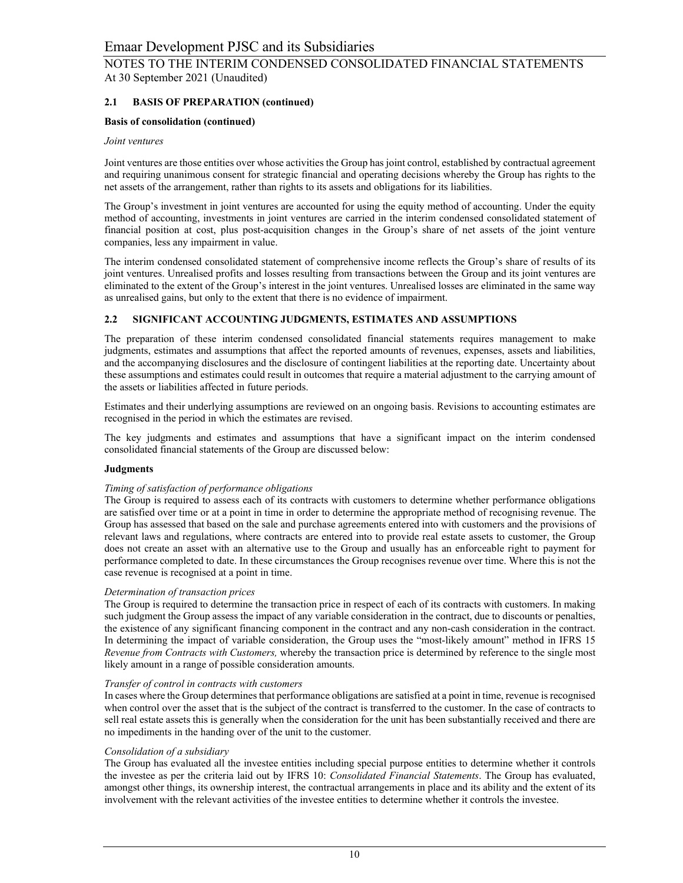## 2.1 BASIS OF PREPARATION (continued)

**Basis of consolidation (continued)**

*Joint ventures*

Joint ventures are those entities over whose activities the Group has joint control, established by contractual agreement and requiring unanimous consent for strategic financial and operating decisions whereby the Group has rights to the net assets of the arrangement, rather than rights to its assets and obligations for its liabilities.

The Group's investment in joint ventures are accounted for using the equity method of accounting. Under the equity method of accounting, investments in joint ventures are carried in the interim condensed consolidated statement of financial position at cost, plus post-acquisition changes in the Group's share of net assets of the joint venture companies, less any impairment in value.

The interim condensed consolidated statement of comprehensive income reflects the Group's share of results of its joint ventures. Unrealised profits and losses resulting from transactions between the Group and its joint ventures are eliminated to the extent of the Group's interest in the joint ventures. Unrealised losses are eliminated in the same way as unrealised gains, but only to the extent that there is no evidence of impairment.

## 2.2 SIGNIFICANT ACCOUNTING JUDGMENTS, ESTIMATES AND ASSUMPTIONS

The preparation of these interim condensed consolidated financial statements requires management to make judgments, estimates and assumptions that affect the reported amounts of revenues, expenses, assets and liabilities, and the accompanying disclosures and the disclosure of contingent liabilities at the reporting date. Uncertainty about these assumptions and estimates could result in outcomes that require a material adjustment to the carrying amount of the assets or liabilities affected in future periods.

Estimates and their underlying assumptions are reviewed on an ongoing basis. Revisions to accounting estimates are recognised in the period in which the estimates are revised.

The key judgments and estimates and assumptions that have a significant impact on the interim condensed consolidated financial statements of the Group are discussed below:

**Judgments**

*Timing of satisfaction of performance obligations*

The Group is required to assess each of its contracts with customers to determine whether performance obligations are satisfied over time or at a point in time in order to determine the appropriate method of recognising revenue. The Group has assessed that based on the sale and purchase agreements entered into with customers and the provisions of relevant laws and regulations, where contracts are entered into to provide real estate assets to customer, the Group does not create an asset with an alternative use to the Group and usually has an enforceable right to payment for performance completed to date. In these circumstances the Group recognises revenue over time. Where this is not the case revenue is recognised at a point in time.

*Determination of transaction prices*

The Group is required to determine the transaction price in respect of each of its contracts with customers. In making such judgment the Group assess the impact of any variable consideration in the contract, due to discounts or penalties, the existence of any significant financing component in the contract and any non-cash consideration in the contract. In determining the impact of variable consideration, the Group uses the "most-likely amount" method in IFRS 15 *Revenue from Contracts with Customers,* whereby the transaction price is determined by reference to the single most likely amount in a range of possible consideration amounts.

*Transfer of control in contracts with customers*

In cases where the Group determines that performance obligations are satisfied at a point in time, revenue is recognised when control over the asset that is the subject of the contract is transferred to the customer. In the case of contracts to sell real estate assets this is generally when the consideration for the unit has been substantially received and there are no impediments in the handing over of the unit to the customer.

*Consolidation of a subsidiary*

The Group has evaluated all the investee entities including special purpose entities to determine whether it controls the investee as per the criteria laid out by IFRS 10: *Consolidated Financial Statements*. The Group has evaluated, amongst other things, its ownership interest, the contractual arrangements in place and its ability and the extent of its involvement with the relevant activities of the investee entities to determine whether it controls the investee.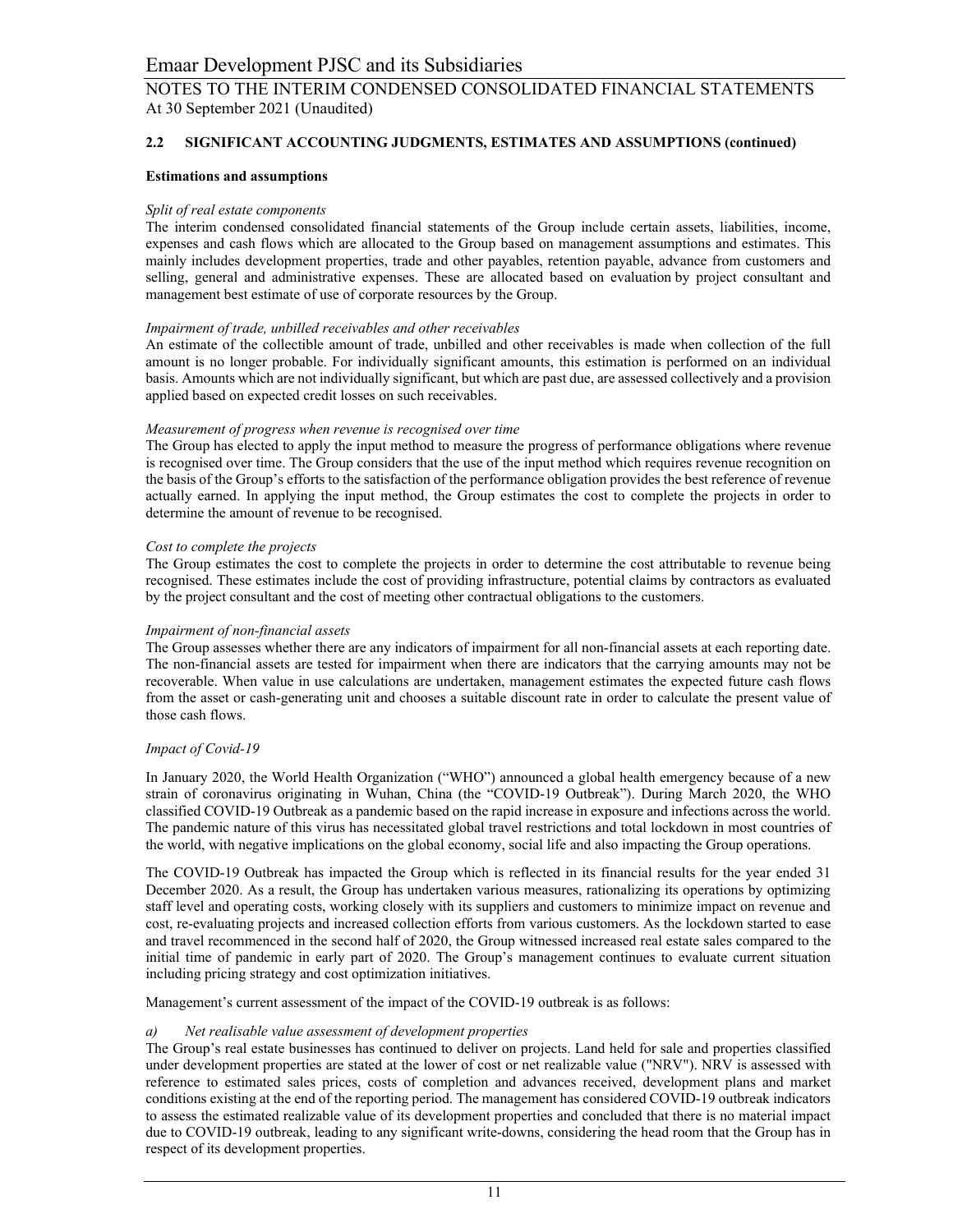## 2.2 SIGNIFICANT ACCOUNTING JUDGMENTS, ESTIMATES AND ASSUMPTIONS (continued)

**Estimations and assumptions**

*Split of real estate components*

The interim condensed consolidated financial statements of the Group include certain assets, liabilities, income, expenses and cash flows which are allocated to the Group based on management assumptions and estimates. This mainly includes development properties, trade and other payables, retention payable, advance from customers and selling, general and administrative expenses. These are allocated based on evaluation by project consultant and management best estimate of use of corporate resources by the Group.

*Impairment of trade, unbilled receivables and other receivables*

An estimate of the collectible amount of trade, unbilled and other receivables is made when collection of the full amount is no longer probable. For individually significant amounts, this estimation is performed on an individual basis. Amounts which are not individually significant, but which are past due, are assessed collectively and a provision applied based on expected credit losses on such receivables.

*Measurement of progress when revenue is recognised over time*

The Group has elected to apply the input method to measure the progress of performance obligations where revenue is recognised over time. The Group considers that the use of the input method which requires revenue recognition on the basis of the Group's efforts to the satisfaction of the performance obligation provides the best reference of revenue actually earned. In applying the input method, the Group estimates the cost to complete the projects in order to determine the amount of revenue to be recognised.

*Cost to complete the projects*

The Group estimates the cost to complete the projects in order to determine the cost attributable to revenue being recognised. These estimates include the cost of providing infrastructure, potential claims by contractors as evaluated by the project consultant and the cost of meeting other contractual obligations to the customers.

*Impairment of non-financial assets*

The Group assesses whether there are any indicators of impairment for all non-financial assets at each reporting date. The non-financial assets are tested for impairment when there are indicators that the carrying amounts may not be recoverable. When value in use calculations are undertaken, management estimates the expected future cash flows from the asset or cash-generating unit and chooses a suitable discount rate in order to calculate the present value of those cash flows.

*Impact of Covid-19*

In January 2020, the World Health Organization ("WHO") announced a global health emergency because of a new strain of coronavirus originating in Wuhan, China (the "COVID-19 Outbreak"). During March 2020, the WHO classified COVID-19 Outbreak as a pandemic based on the rapid increase in exposure and infections across the world. The pandemic nature of this virus has necessitated global travel restrictions and total lockdown in most countries of the world, with negative implications on the global economy, social life and also impacting the Group operations.

The COVID-19 Outbreak has impacted the Group which is reflected in its financial results for the year ended 31 December 2020. As a result, the Group has undertaken various measures, rationalizing its operations by optimizing staff level and operating costs, working closely with its suppliers and customers to minimize impact on revenue and cost, re-evaluating projects and increased collection efforts from various customers. As the lockdown started to ease and travel recommenced in the second half of 2020, the Group witnessed increased real estate sales compared to the initial time of pandemic in early part of 2020. The Group's management continues to evaluate current situation including pricing strategy and cost optimization initiatives.

Management's current assessment of the impact of the COVID-19 outbreak is as follows:

*a) Net realisable value assessment of development properties*

The Group's real estate businesses has continued to deliver on projects. Land held for sale and properties classified under development properties are stated at the lower of cost or net realizable value ("NRV"). NRV is assessed with reference to estimated sales prices, costs of completion and advances received, development plans and market conditions existing at the end of the reporting period. The management has considered COVID-19 outbreak indicators to assess the estimated realizable value of its development properties and concluded that there is no material impact due to COVID-19 outbreak, leading to any significant write-downs, considering the head room that the Group has in respect of its development properties.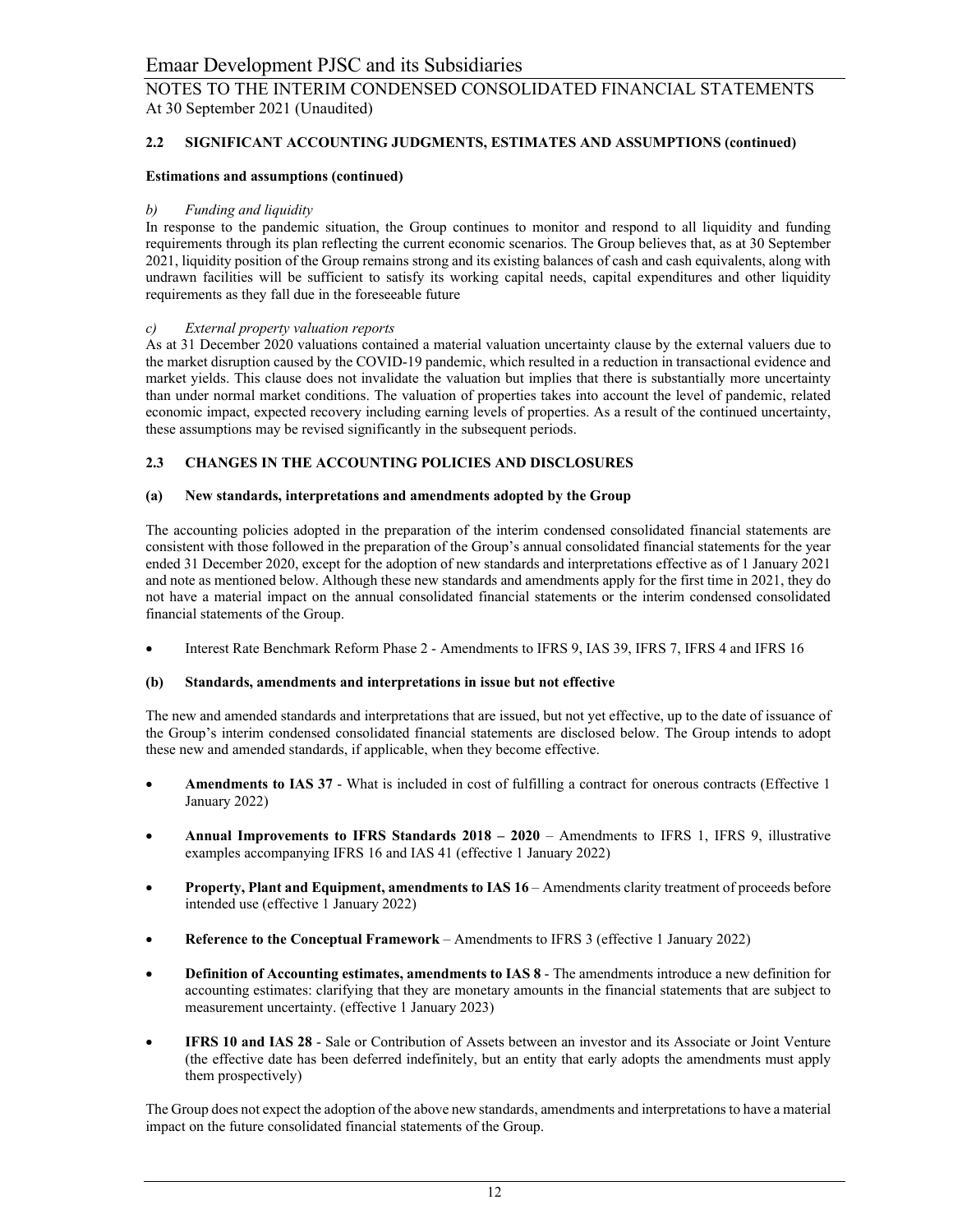## 2.2 SIGNIFICANT ACCOUNTING JUDGMENTS, ESTIMATES AND ASSUMPTIONS (continued)

**Estimations and assumptions (continued)**

*b) Funding and liquidity*

In response to the pandemic situation, the Group continues to monitor and respond to all liquidity and funding requirements through its plan reflecting the current economic scenarios. The Group believes that, as at 30 September 2021, liquidity position of the Group remains strong and its existing balances of cash and cash equivalents, along with undrawn facilities will be sufficient to satisfy its working capital needs, capital expenditures and other liquidity requirements as they fall due in the foreseeable future

*c) External property valuation reports*

As at 31 December 2020 valuations contained a material valuation uncertainty clause by the external valuers due to the market disruption caused by the COVID-19 pandemic, which resulted in a reduction in transactional evidence and market yields. This clause does not invalidate the valuation but implies that there is substantially more uncertainty than under normal market conditions. The valuation of properties takes into account the level of pandemic, related economic impact, expected recovery including earning levels of properties. As a result of the continued uncertainty, these assumptions may be revised significantly in the subsequent periods.

## 2.3 CHANGES IN THE ACCOUNTING POLICIES AND DISCLOSURES

### (a) New standards, interpretations and amendments adopted by the Group

The accounting policies adopted in the preparation of the interim condensed consolidated financial statements are consistent with those followed in the preparation of the Group's annual consolidated financial statements for the year ended 31 December 2020, except for the adoption of new standards and interpretations effective as of 1 January 2021 and note as mentioned below. Although these new standards and amendments apply for the first time in 2021, they do not have a material impact on the annual consolidated financial statements or the interim condensed consolidated financial statements of the Group.

- Interest Rate Benchmark Reform Phase 2 - Amendments to IFRS 9, IAS 39, IFRS 7, IFRS 4 and IFRS 16

### (b) Standards, amendments and interpretations in issue but not effective

The new and amended standards and interpretations that are issued, but not yet effective, up to the date of issuance of the Group's interim condensed consolidated financial statements are disclosed below. The Group intends to adopt these new and amended standards, if applicable, when they become effective.

- **Amendments to IAS 37** - What is included in cost of fulfilling a contract for onerous contracts (Effective 1 January 2022)
- **Annual Improvements to IFRS Standards 2018 – 2020** – Amendments to IFRS 1, IFRS 9, illustrative examples accompanying IFRS 16 and IAS 41 (effective 1 January 2022)
- **Property, Plant and Equipment, amendments to IAS 16** – Amendments clarity treatment of proceeds before intended use (effective 1 January 2022)
- **Reference to the Conceptual Framework** – Amendments to IFRS 3 (effective 1 January 2022)
- **Definition of Accounting estimates, amendments to IAS 8** - The amendments introduce a new definition for accounting estimates: clarifying that they are monetary amounts in the financial statements that are subject to measurement uncertainty. (effective 1 January 2023)
- **IFRS 10 and IAS 28** - Sale or Contribution of Assets between an investor and its Associate or Joint Venture (the effective date has been deferred indefinitely, but an entity that early adopts the amendments must apply them prospectively)

The Group does not expect the adoption of the above new standards, amendments and interpretations to have a material impact on the future consolidated financial statements of the Group.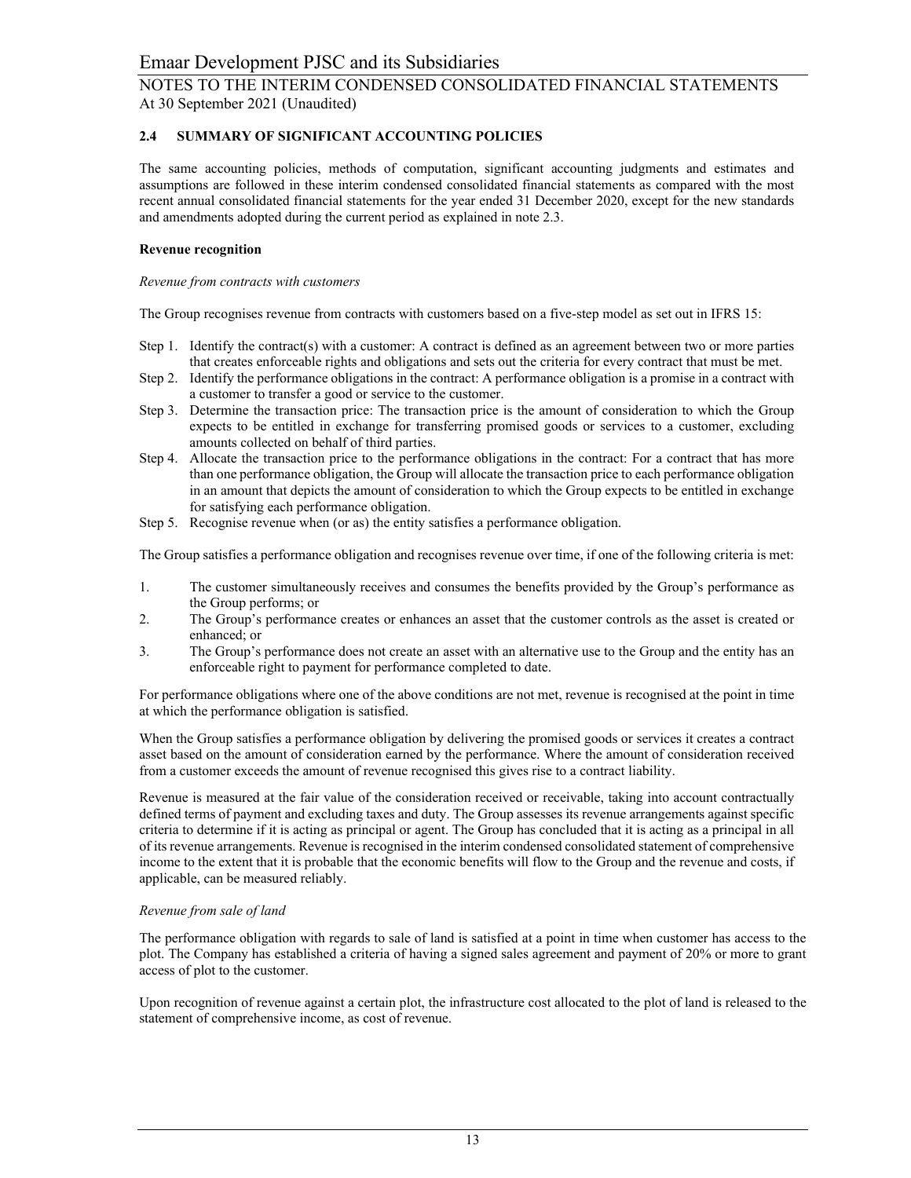### 2.4 SUMMARY OF SIGNIFICANT ACCOUNTING POLICIES

The same accounting policies, methods of computation, significant accounting judgments and estimates and assumptions are followed in these interim condensed consolidated financial statements as compared with the most recent annual consolidated financial statements for the year ended 31 December 2020, except for the new standards and amendments adopted during the current period as explained in note 2.3.

**Revenue recognition**

*Revenue from contracts with customers*

The Group recognises revenue from contracts with customers based on a five-step model as set out in IFRS 15:

Step 1. Identify the contract(s) with a customer: A contract is defined as an agreement between two or more parties that creates enforceable rights and obligations and sets out the criteria for every contract that must be met.

Step 2. Identify the performance obligations in the contract: A performance obligation is a promise in a contract with a customer to transfer a good or service to the customer.

Step 3. Determine the transaction price: The transaction price is the amount of consideration to which the Group expects to be entitled in exchange for transferring promised goods or services to a customer, excluding amounts collected on behalf of third parties.

Step 4. Allocate the transaction price to the performance obligations in the contract: For a contract that has more than one performance obligation, the Group will allocate the transaction price to each performance obligation in an amount that depicts the amount of consideration to which the Group expects to be entitled in exchange for satisfying each performance obligation.

Step 5. Recognise revenue when (or as) the entity satisfies a performance obligation.

The Group satisfies a performance obligation and recognises revenue over time, if one of the following criteria is met:

1. The customer simultaneously receives and consumes the benefits provided by the Group's performance as the Group performs; or
2. The Group's performance creates or enhances an asset that the customer controls as the asset is created or enhanced; or
3. The Group's performance does not create an asset with an alternative use to the Group and the entity has an enforceable right to payment for performance completed to date.

For performance obligations where one of the above conditions are not met, revenue is recognised at the point in time at which the performance obligation is satisfied.

When the Group satisfies a performance obligation by delivering the promised goods or services it creates a contract asset based on the amount of consideration earned by the performance. Where the amount of consideration received from a customer exceeds the amount of revenue recognised this gives rise to a contract liability.

Revenue is measured at the fair value of the consideration received or receivable, taking into account contractually defined terms of payment and excluding taxes and duty. The Group assesses its revenue arrangements against specific criteria to determine if it is acting as principal or agent. The Group has concluded that it is acting as a principal in all of its revenue arrangements. Revenue is recognised in the interim condensed consolidated statement of comprehensive income to the extent that it is probable that the economic benefits will flow to the Group and the revenue and costs, if applicable, can be measured reliably.

*Revenue from sale of land*

The performance obligation with regards to sale of land is satisfied at a point in time when customer has access to the plot. The Company has established a criteria of having a signed sales agreement and payment of 20% or more to grant access of plot to the customer.

Upon recognition of revenue against a certain plot, the infrastructure cost allocated to the plot of land is released to the statement of comprehensive income, as cost of revenue.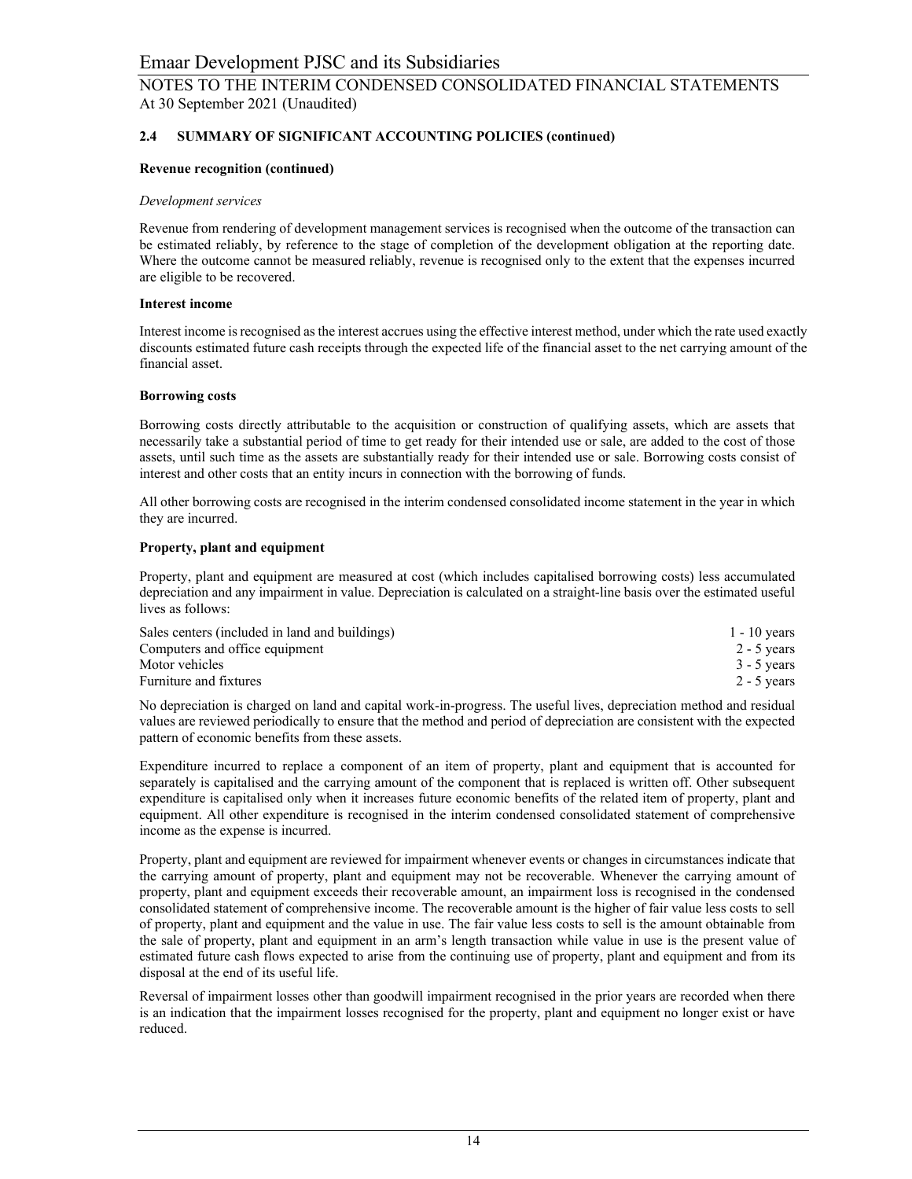### 2.4 SUMMARY OF SIGNIFICANT ACCOUNTING POLICIES (continued)

**Revenue recognition (continued)**

*Development services*

Revenue from rendering of development management services is recognised when the outcome of the transaction can be estimated reliably, by reference to the stage of completion of the development obligation at the reporting date. Where the outcome cannot be measured reliably, revenue is recognised only to the extent that the expenses incurred are eligible to be recovered.

**Interest income**

Interest income is recognised as the interest accrues using the effective interest method, under which the rate used exactly discounts estimated future cash receipts through the expected life of the financial asset to the net carrying amount of the financial asset.

**Borrowing costs**

Borrowing costs directly attributable to the acquisition or construction of qualifying assets, which are assets that necessarily take a substantial period of time to get ready for their intended use or sale, are added to the cost of those assets, until such time as the assets are substantially ready for their intended use or sale. Borrowing costs consist of interest and other costs that an entity incurs in connection with the borrowing of funds.

All other borrowing costs are recognised in the interim condensed consolidated income statement in the year in which they are incurred.

**Property, plant and equipment**

Property, plant and equipment are measured at cost (which includes capitalised borrowing costs) less accumulated depreciation and any impairment in value. Depreciation is calculated on a straight-line basis over the estimated useful lives as follows:

| | |
|---|---|
| Sales centers (included in land and buildings) | 1 - 10 years |
| Computers and office equipment | 2 - 5 years |
| Motor vehicles | 3 - 5 years |
| Furniture and fixtures | 2 - 5 years |

No depreciation is charged on land and capital work-in-progress. The useful lives, depreciation method and residual values are reviewed periodically to ensure that the method and period of depreciation are consistent with the expected pattern of economic benefits from these assets.

Expenditure incurred to replace a component of an item of property, plant and equipment that is accounted for separately is capitalised and the carrying amount of the component that is replaced is written off. Other subsequent expenditure is capitalised only when it increases future economic benefits of the related item of property, plant and equipment. All other expenditure is recognised in the interim condensed consolidated statement of comprehensive income as the expense is incurred.

Property, plant and equipment are reviewed for impairment whenever events or changes in circumstances indicate that the carrying amount of property, plant and equipment may not be recoverable. Whenever the carrying amount of property, plant and equipment exceeds their recoverable amount, an impairment loss is recognised in the condensed consolidated statement of comprehensive income. The recoverable amount is the higher of fair value less costs to sell of property, plant and equipment and the value in use. The fair value less costs to sell is the amount obtainable from the sale of property, plant and equipment in an arm's length transaction while value in use is the present value of estimated future cash flows expected to arise from the continuing use of property, plant and equipment and from its disposal at the end of its useful life.

Reversal of impairment losses other than goodwill impairment recognised in the prior years are recorded when there is an indication that the impairment losses recognised for the property, plant and equipment no longer exist or have reduced.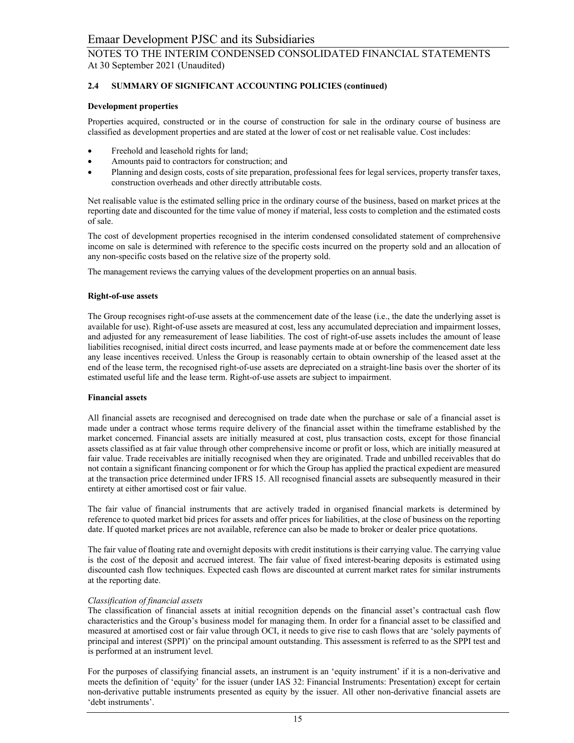## 2.4 SUMMARY OF SIGNIFICANT ACCOUNTING POLICIES (continued)

### Development properties

Properties acquired, constructed or in the course of construction for sale in the ordinary course of business are classified as development properties and are stated at the lower of cost or net realisable value. Cost includes:

- Freehold and leasehold rights for land;
- Amounts paid to contractors for construction; and
- Planning and design costs, costs of site preparation, professional fees for legal services, property transfer taxes, construction overheads and other directly attributable costs.

Net realisable value is the estimated selling price in the ordinary course of the business, based on market prices at the reporting date and discounted for the time value of money if material, less costs to completion and the estimated costs of sale.

The cost of development properties recognised in the interim condensed consolidated statement of comprehensive income on sale is determined with reference to the specific costs incurred on the property sold and an allocation of any non-specific costs based on the relative size of the property sold.

The management reviews the carrying values of the development properties on an annual basis.

### Right-of-use assets

The Group recognises right-of-use assets at the commencement date of the lease (i.e., the date the underlying asset is available for use). Right-of-use assets are measured at cost, less any accumulated depreciation and impairment losses, and adjusted for any remeasurement of lease liabilities. The cost of right-of-use assets includes the amount of lease liabilities recognised, initial direct costs incurred, and lease payments made at or before the commencement date less any lease incentives received. Unless the Group is reasonably certain to obtain ownership of the leased asset at the end of the lease term, the recognised right-of-use assets are depreciated on a straight-line basis over the shorter of its estimated useful life and the lease term. Right-of-use assets are subject to impairment.

### Financial assets

All financial assets are recognised and derecognised on trade date when the purchase or sale of a financial asset is made under a contract whose terms require delivery of the financial asset within the timeframe established by the market concerned. Financial assets are initially measured at cost, plus transaction costs, except for those financial assets classified as at fair value through other comprehensive income or profit or loss, which are initially measured at fair value. Trade receivables are initially recognised when they are originated. Trade and unbilled receivables that do not contain a significant financing component or for which the Group has applied the practical expedient are measured at the transaction price determined under IFRS 15. All recognised financial assets are subsequently measured in their entirety at either amortised cost or fair value.

The fair value of financial instruments that are actively traded in organised financial markets is determined by reference to quoted market bid prices for assets and offer prices for liabilities, at the close of business on the reporting date. If quoted market prices are not available, reference can also be made to broker or dealer price quotations.

The fair value of floating rate and overnight deposits with credit institutions is their carrying value. The carrying value is the cost of the deposit and accrued interest. The fair value of fixed interest-bearing deposits is estimated using discounted cash flow techniques. Expected cash flows are discounted at current market rates for similar instruments at the reporting date.

*Classification of financial assets*

The classification of financial assets at initial recognition depends on the financial asset's contractual cash flow characteristics and the Group's business model for managing them. In order for a financial asset to be classified and measured at amortised cost or fair value through OCI, it needs to give rise to cash flows that are 'solely payments of principal and interest (SPPI)' on the principal amount outstanding. This assessment is referred to as the SPPI test and is performed at an instrument level.

For the purposes of classifying financial assets, an instrument is an 'equity instrument' if it is a non-derivative and meets the definition of 'equity' for the issuer (under IAS 32: Financial Instruments: Presentation) except for certain non-derivative puttable instruments presented as equity by the issuer. All other non-derivative financial assets are 'debt instruments'.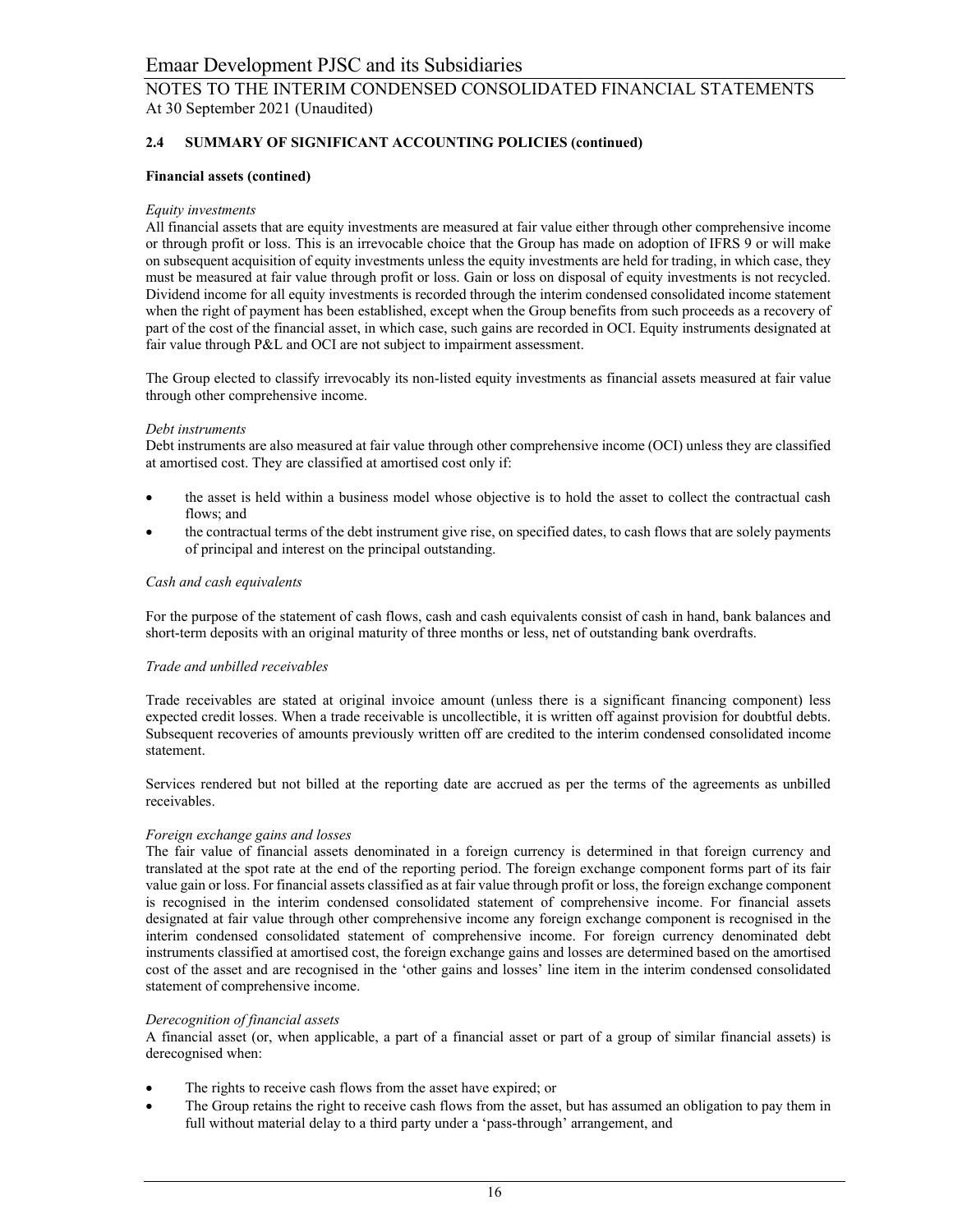### 2.4 SUMMARY OF SIGNIFICANT ACCOUNTING POLICIES (continued)

**Financial assets (contined)**

*Equity investments*

All financial assets that are equity investments are measured at fair value either through other comprehensive income or through profit or loss. This is an irrevocable choice that the Group has made on adoption of IFRS 9 or will make on subsequent acquisition of equity investments unless the equity investments are held for trading, in which case, they must be measured at fair value through profit or loss. Gain or loss on disposal of equity investments is not recycled. Dividend income for all equity investments is recorded through the interim condensed consolidated income statement when the right of payment has been established, except when the Group benefits from such proceeds as a recovery of part of the cost of the financial asset, in which case, such gains are recorded in OCI. Equity instruments designated at fair value through P&L and OCI are not subject to impairment assessment.

The Group elected to classify irrevocably its non-listed equity investments as financial assets measured at fair value through other comprehensive income.

*Debt instruments*

Debt instruments are also measured at fair value through other comprehensive income (OCI) unless they are classified at amortised cost. They are classified at amortised cost only if:

- the asset is held within a business model whose objective is to hold the asset to collect the contractual cash flows; and
- the contractual terms of the debt instrument give rise, on specified dates, to cash flows that are solely payments of principal and interest on the principal outstanding.

*Cash and cash equivalents*

For the purpose of the statement of cash flows, cash and cash equivalents consist of cash in hand, bank balances and short-term deposits with an original maturity of three months or less, net of outstanding bank overdrafts.

*Trade and unbilled receivables*

Trade receivables are stated at original invoice amount (unless there is a significant financing component) less expected credit losses. When a trade receivable is uncollectible, it is written off against provision for doubtful debts. Subsequent recoveries of amounts previously written off are credited to the interim condensed consolidated income statement.

Services rendered but not billed at the reporting date are accrued as per the terms of the agreements as unbilled receivables.

*Foreign exchange gains and losses*

The fair value of financial assets denominated in a foreign currency is determined in that foreign currency and translated at the spot rate at the end of the reporting period. The foreign exchange component forms part of its fair value gain or loss. For financial assets classified as at fair value through profit or loss, the foreign exchange component is recognised in the interim condensed consolidated statement of comprehensive income. For financial assets designated at fair value through other comprehensive income any foreign exchange component is recognised in the interim condensed consolidated statement of comprehensive income. For foreign currency denominated debt instruments classified at amortised cost, the foreign exchange gains and losses are determined based on the amortised cost of the asset and are recognised in the 'other gains and losses' line item in the interim condensed consolidated statement of comprehensive income.

*Derecognition of financial assets*

A financial asset (or, when applicable, a part of a financial asset or part of a group of similar financial assets) is derecognised when:

- The rights to receive cash flows from the asset have expired; or
- The Group retains the right to receive cash flows from the asset, but has assumed an obligation to pay them in full without material delay to a third party under a 'pass-through' arrangement, and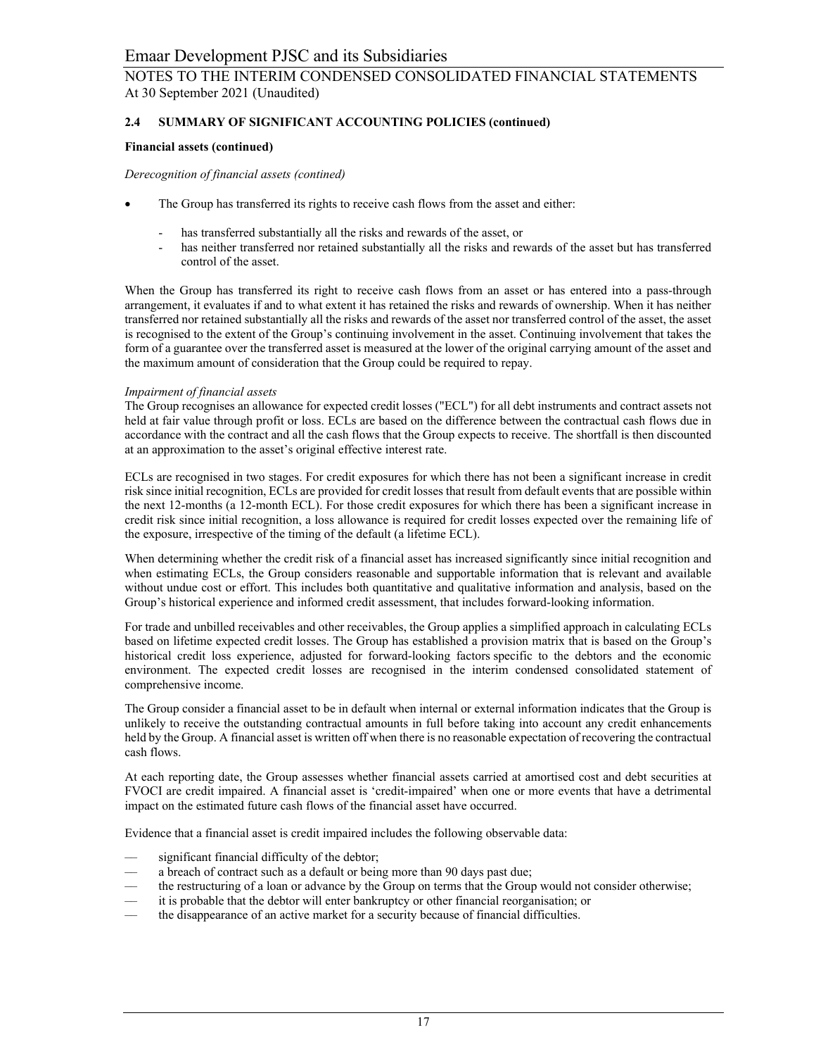### 2.4 SUMMARY OF SIGNIFICANT ACCOUNTING POLICIES (continued)

**Financial assets (continued)**

*Derecognition of financial assets (contined)*

- The Group has transferred its rights to receive cash flows from the asset and either:
  - has transferred substantially all the risks and rewards of the asset, or
  - has neither transferred nor retained substantially all the risks and rewards of the asset but has transferred control of the asset.

When the Group has transferred its right to receive cash flows from an asset or has entered into a pass-through arrangement, it evaluates if and to what extent it has retained the risks and rewards of ownership. When it has neither transferred nor retained substantially all the risks and rewards of the asset nor transferred control of the asset, the asset is recognised to the extent of the Group's continuing involvement in the asset. Continuing involvement that takes the form of a guarantee over the transferred asset is measured at the lower of the original carrying amount of the asset and the maximum amount of consideration that the Group could be required to repay.

*Impairment of financial assets*

The Group recognises an allowance for expected credit losses ("ECL") for all debt instruments and contract assets not held at fair value through profit or loss. ECLs are based on the difference between the contractual cash flows due in accordance with the contract and all the cash flows that the Group expects to receive. The shortfall is then discounted at an approximation to the asset's original effective interest rate.

ECLs are recognised in two stages. For credit exposures for which there has not been a significant increase in credit risk since initial recognition, ECLs are provided for credit losses that result from default events that are possible within the next 12-months (a 12-month ECL). For those credit exposures for which there has been a significant increase in credit risk since initial recognition, a loss allowance is required for credit losses expected over the remaining life of the exposure, irrespective of the timing of the default (a lifetime ECL).

When determining whether the credit risk of a financial asset has increased significantly since initial recognition and when estimating ECLs, the Group considers reasonable and supportable information that is relevant and available without undue cost or effort. This includes both quantitative and qualitative information and analysis, based on the Group's historical experience and informed credit assessment, that includes forward-looking information.

For trade and unbilled receivables and other receivables, the Group applies a simplified approach in calculating ECLs based on lifetime expected credit losses. The Group has established a provision matrix that is based on the Group's historical credit loss experience, adjusted for forward-looking factors specific to the debtors and the economic environment. The expected credit losses are recognised in the interim condensed consolidated statement of comprehensive income.

The Group consider a financial asset to be in default when internal or external information indicates that the Group is unlikely to receive the outstanding contractual amounts in full before taking into account any credit enhancements held by the Group. A financial asset is written off when there is no reasonable expectation of recovering the contractual cash flows.

At each reporting date, the Group assesses whether financial assets carried at amortised cost and debt securities at FVOCI are credit impaired. A financial asset is 'credit-impaired' when one or more events that have a detrimental impact on the estimated future cash flows of the financial asset have occurred.

Evidence that a financial asset is credit impaired includes the following observable data:

- significant financial difficulty of the debtor;
- a breach of contract such as a default or being more than 90 days past due;
- the restructuring of a loan or advance by the Group on terms that the Group would not consider otherwise;
- it is probable that the debtor will enter bankruptcy or other financial reorganisation; or
- the disappearance of an active market for a security because of financial difficulties.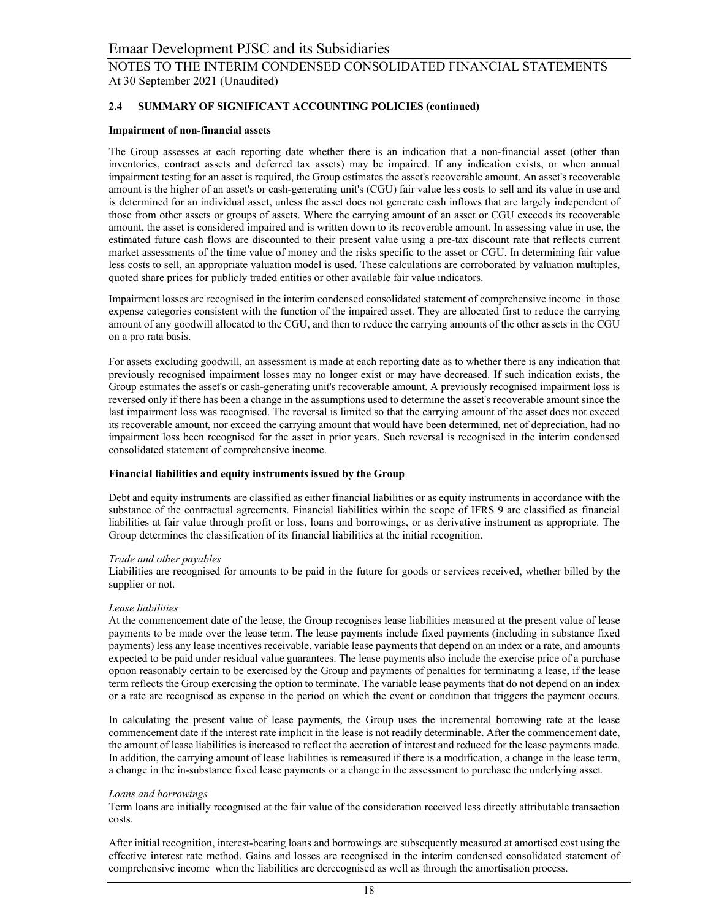## 2.4 SUMMARY OF SIGNIFICANT ACCOUNTING POLICIES (continued)

### Impairment of non-financial assets

The Group assesses at each reporting date whether there is an indication that a non-financial asset (other than inventories, contract assets and deferred tax assets) may be impaired. If any indication exists, or when annual impairment testing for an asset is required, the Group estimates the asset's recoverable amount. An asset's recoverable amount is the higher of an asset's or cash-generating unit's (CGU) fair value less costs to sell and its value in use and is determined for an individual asset, unless the asset does not generate cash inflows that are largely independent of those from other assets or groups of assets. Where the carrying amount of an asset or CGU exceeds its recoverable amount, the asset is considered impaired and is written down to its recoverable amount. In assessing value in use, the estimated future cash flows are discounted to their present value using a pre-tax discount rate that reflects current market assessments of the time value of money and the risks specific to the asset or CGU. In determining fair value less costs to sell, an appropriate valuation model is used. These calculations are corroborated by valuation multiples, quoted share prices for publicly traded entities or other available fair value indicators.

Impairment losses are recognised in the interim condensed consolidated statement of comprehensive income in those expense categories consistent with the function of the impaired asset. They are allocated first to reduce the carrying amount of any goodwill allocated to the CGU, and then to reduce the carrying amounts of the other assets in the CGU on a pro rata basis.

For assets excluding goodwill, an assessment is made at each reporting date as to whether there is any indication that previously recognised impairment losses may no longer exist or may have decreased. If such indication exists, the Group estimates the asset's or cash-generating unit's recoverable amount. A previously recognised impairment loss is reversed only if there has been a change in the assumptions used to determine the asset's recoverable amount since the last impairment loss was recognised. The reversal is limited so that the carrying amount of the asset does not exceed its recoverable amount, nor exceed the carrying amount that would have been determined, net of depreciation, had no impairment loss been recognised for the asset in prior years. Such reversal is recognised in the interim condensed consolidated statement of comprehensive income.

### Financial liabilities and equity instruments issued by the Group

Debt and equity instruments are classified as either financial liabilities or as equity instruments in accordance with the substance of the contractual agreements. Financial liabilities within the scope of IFRS 9 are classified as financial liabilities at fair value through profit or loss, loans and borrowings, or as derivative instrument as appropriate. The Group determines the classification of its financial liabilities at the initial recognition.

*Trade and other payables*
Liabilities are recognised for amounts to be paid in the future for goods or services received, whether billed by the supplier or not.

*Lease liabilities*
At the commencement date of the lease, the Group recognises lease liabilities measured at the present value of lease payments to be made over the lease term. The lease payments include fixed payments (including in substance fixed payments) less any lease incentives receivable, variable lease payments that depend on an index or a rate, and amounts expected to be paid under residual value guarantees. The lease payments also include the exercise price of a purchase option reasonably certain to be exercised by the Group and payments of penalties for terminating a lease, if the lease term reflects the Group exercising the option to terminate. The variable lease payments that do not depend on an index or a rate are recognised as expense in the period on which the event or condition that triggers the payment occurs.

In calculating the present value of lease payments, the Group uses the incremental borrowing rate at the lease commencement date if the interest rate implicit in the lease is not readily determinable. After the commencement date, the amount of lease liabilities is increased to reflect the accretion of interest and reduced for the lease payments made. In addition, the carrying amount of lease liabilities is remeasured if there is a modification, a change in the lease term, a change in the in-substance fixed lease payments or a change in the assessment to purchase the underlying asset.

*Loans and borrowings*
Term loans are initially recognised at the fair value of the consideration received less directly attributable transaction costs.

After initial recognition, interest-bearing loans and borrowings are subsequently measured at amortised cost using the effective interest rate method. Gains and losses are recognised in the interim condensed consolidated statement of comprehensive income when the liabilities are derecognised as well as through the amortisation process.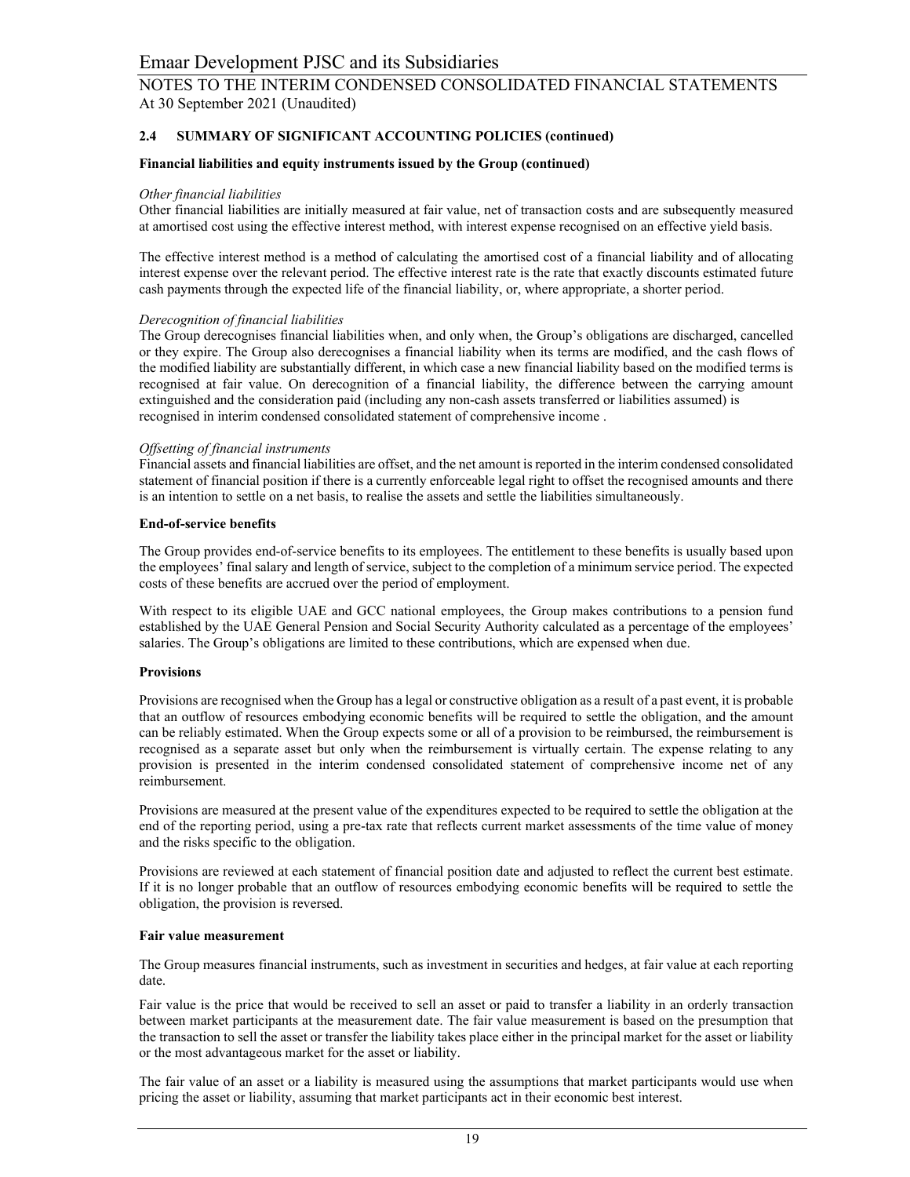**2.4 SUMMARY OF SIGNIFICANT ACCOUNTING POLICIES (continued)**

**Financial liabilities and equity instruments issued by the Group (continued)**

*Other financial liabilities*

Other financial liabilities are initially measured at fair value, net of transaction costs and are subsequently measured at amortised cost using the effective interest method, with interest expense recognised on an effective yield basis.

The effective interest method is a method of calculating the amortised cost of a financial liability and of allocating interest expense over the relevant period. The effective interest rate is the rate that exactly discounts estimated future cash payments through the expected life of the financial liability, or, where appropriate, a shorter period.

*Derecognition of financial liabilities*

The Group derecognises financial liabilities when, and only when, the Group's obligations are discharged, cancelled or they expire. The Group also derecognises a financial liability when its terms are modified, and the cash flows of the modified liability are substantially different, in which case a new financial liability based on the modified terms is recognised at fair value. On derecognition of a financial liability, the difference between the carrying amount extinguished and the consideration paid (including any non-cash assets transferred or liabilities assumed) is recognised in interim condensed consolidated statement of comprehensive income .

*Offsetting of financial instruments*

Financial assets and financial liabilities are offset, and the net amount is reported in the interim condensed consolidated statement of financial position if there is a currently enforceable legal right to offset the recognised amounts and there is an intention to settle on a net basis, to realise the assets and settle the liabilities simultaneously.

**End-of-service benefits**

The Group provides end-of-service benefits to its employees. The entitlement to these benefits is usually based upon the employees' final salary and length of service, subject to the completion of a minimum service period. The expected costs of these benefits are accrued over the period of employment.

With respect to its eligible UAE and GCC national employees, the Group makes contributions to a pension fund established by the UAE General Pension and Social Security Authority calculated as a percentage of the employees' salaries. The Group's obligations are limited to these contributions, which are expensed when due.

**Provisions**

Provisions are recognised when the Group has a legal or constructive obligation as a result of a past event, it is probable that an outflow of resources embodying economic benefits will be required to settle the obligation, and the amount can be reliably estimated. When the Group expects some or all of a provision to be reimbursed, the reimbursement is recognised as a separate asset but only when the reimbursement is virtually certain. The expense relating to any provision is presented in the interim condensed consolidated statement of comprehensive income net of any reimbursement.

Provisions are measured at the present value of the expenditures expected to be required to settle the obligation at the end of the reporting period, using a pre-tax rate that reflects current market assessments of the time value of money and the risks specific to the obligation.

Provisions are reviewed at each statement of financial position date and adjusted to reflect the current best estimate. If it is no longer probable that an outflow of resources embodying economic benefits will be required to settle the obligation, the provision is reversed.

**Fair value measurement**

The Group measures financial instruments, such as investment in securities and hedges, at fair value at each reporting date.

Fair value is the price that would be received to sell an asset or paid to transfer a liability in an orderly transaction between market participants at the measurement date. The fair value measurement is based on the presumption that the transaction to sell the asset or transfer the liability takes place either in the principal market for the asset or liability or the most advantageous market for the asset or liability.

The fair value of an asset or a liability is measured using the assumptions that market participants would use when pricing the asset or liability, assuming that market participants act in their economic best interest.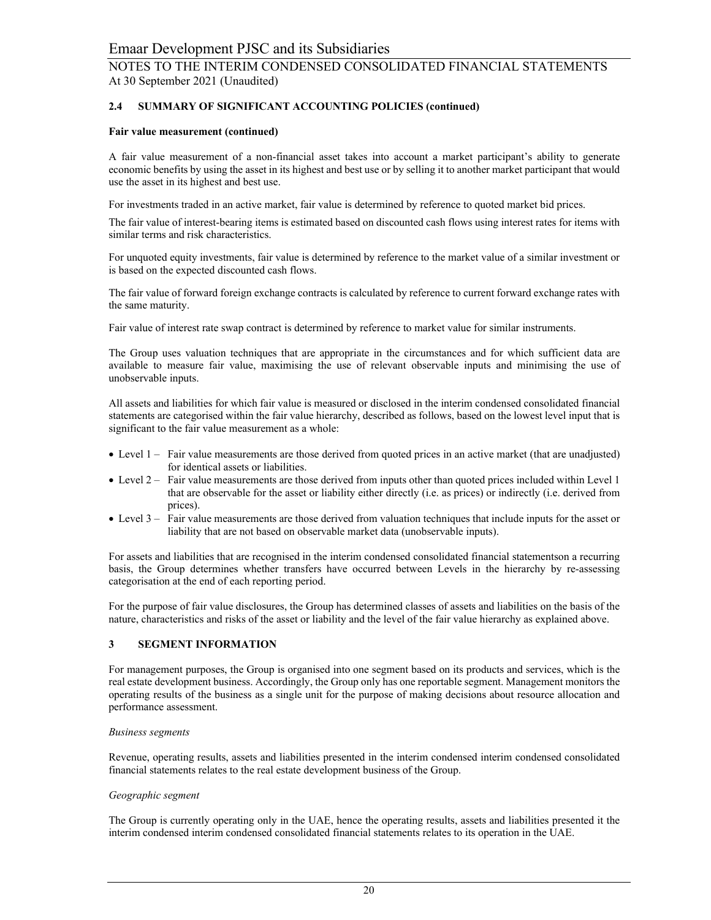### 2.4 SUMMARY OF SIGNIFICANT ACCOUNTING POLICIES (continued)

**Fair value measurement (continued)**

A fair value measurement of a non-financial asset takes into account a market participant's ability to generate economic benefits by using the asset in its highest and best use or by selling it to another market participant that would use the asset in its highest and best use.

For investments traded in an active market, fair value is determined by reference to quoted market bid prices.

The fair value of interest-bearing items is estimated based on discounted cash flows using interest rates for items with similar terms and risk characteristics.

For unquoted equity investments, fair value is determined by reference to the market value of a similar investment or is based on the expected discounted cash flows.

The fair value of forward foreign exchange contracts is calculated by reference to current forward exchange rates with the same maturity.

Fair value of interest rate swap contract is determined by reference to market value for similar instruments.

The Group uses valuation techniques that are appropriate in the circumstances and for which sufficient data are available to measure fair value, maximising the use of relevant observable inputs and minimising the use of unobservable inputs.

All assets and liabilities for which fair value is measured or disclosed in the interim condensed consolidated financial statements are categorised within the fair value hierarchy, described as follows, based on the lowest level input that is significant to the fair value measurement as a whole:

- Level 1 – Fair value measurements are those derived from quoted prices in an active market (that are unadjusted) for identical assets or liabilities.
- Level 2 – Fair value measurements are those derived from inputs other than quoted prices included within Level 1 that are observable for the asset or liability either directly (i.e. as prices) or indirectly (i.e. derived from prices).
- Level 3 – Fair value measurements are those derived from valuation techniques that include inputs for the asset or liability that are not based on observable market data (unobservable inputs).

For assets and liabilities that are recognised in the interim condensed consolidated financial statementson a recurring basis, the Group determines whether transfers have occurred between Levels in the hierarchy by re-assessing categorisation at the end of each reporting period.

For the purpose of fair value disclosures, the Group has determined classes of assets and liabilities on the basis of the nature, characteristics and risks of the asset or liability and the level of the fair value hierarchy as explained above.

### 3 SEGMENT INFORMATION

For management purposes, the Group is organised into one segment based on its products and services, which is the real estate development business. Accordingly, the Group only has one reportable segment. Management monitors the operating results of the business as a single unit for the purpose of making decisions about resource allocation and performance assessment.

*Business segments*

Revenue, operating results, assets and liabilities presented in the interim condensed interim condensed consolidated financial statements relates to the real estate development business of the Group.

*Geographic segment*

The Group is currently operating only in the UAE, hence the operating results, assets and liabilities presented it the interim condensed interim condensed consolidated financial statements relates to its operation in the UAE.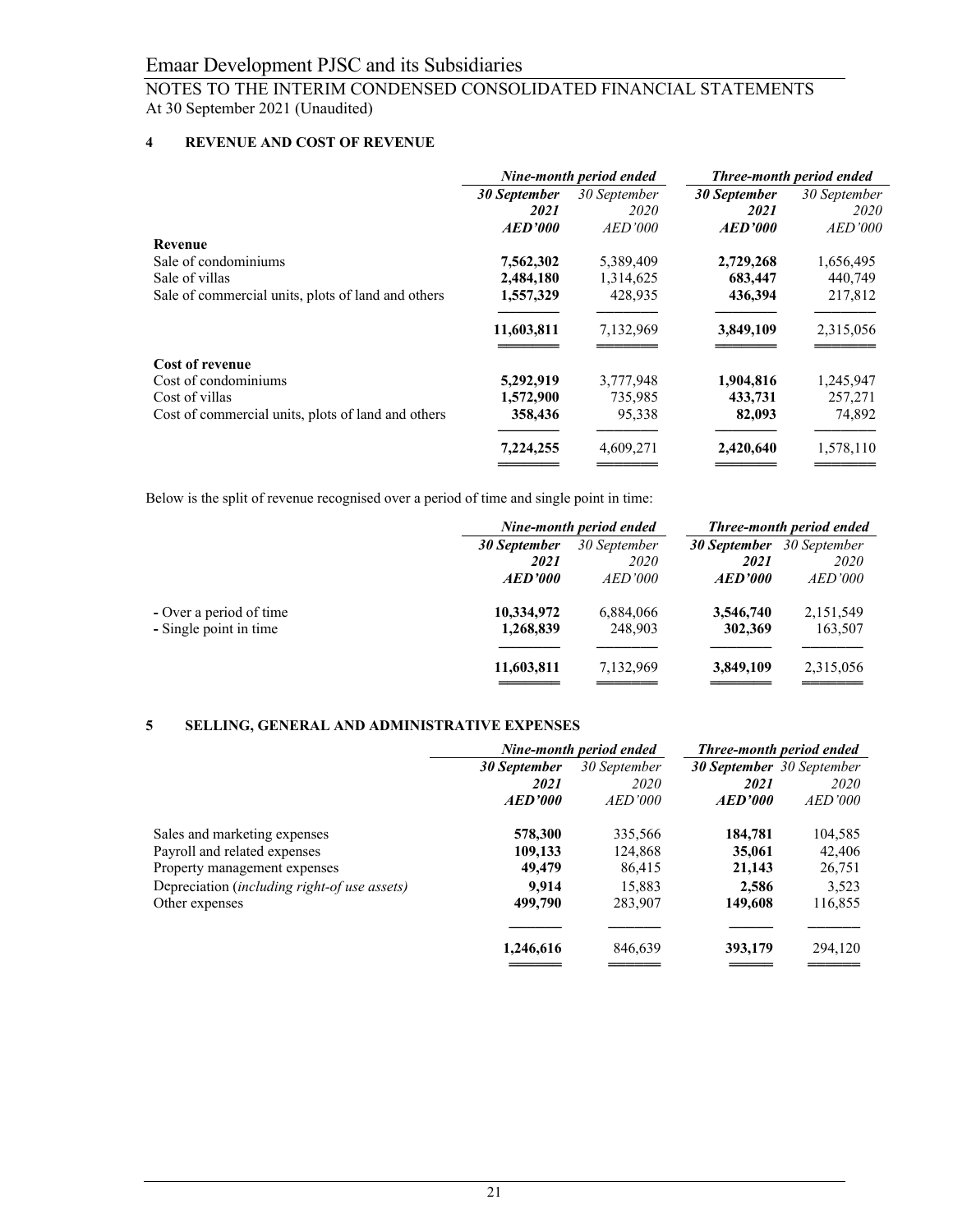## 4 REVENUE AND COST OF REVENUE

| | *Nine-month period ended* | | *Three-month period ended* | |
|---|---|---|---|---|
| | ***30 September 2021 AED'000*** | *30 September 2020 AED'000* | ***30 September 2021 AED'000*** | *30 September 2020 AED'000* |
| **Revenue** | | | | |
| Sale of condominiums | **7,562,302** | 5,389,409 | **2,729,268** | 1,656,495 |
| Sale of villas | **2,484,180** | 1,314,625 | **683,447** | 440,749 |
| Sale of commercial units, plots of land and others | **1,557,329** | 428,935 | **436,394** | 217,812 |
| | **11,603,811** | 7,132,969 | **3,849,109** | 2,315,056 |
| **Cost of revenue** | | | | |
| Cost of condominiums | **5,292,919** | 3,777,948 | **1,904,816** | 1,245,947 |
| Cost of villas | **1,572,900** | 735,985 | **433,731** | 257,271 |
| Cost of commercial units, plots of land and others | **358,436** | 95,338 | **82,093** | 74,892 |
| | **7,224,255** | 4,609,271 | **2,420,640** | 1,578,110 |

Below is the split of revenue recognised over a period of time and single point in time:

| | *Nine-month period ended* | | *Three-month period ended* | |
|---|---|---|---|---|
| | ***30 September 2021 AED'000*** | *30 September 2020 AED'000* | ***30 September 2021 AED'000*** | *30 September 2020 AED'000* |
| - Over a period of time | **10,334,972** | 6,884,066 | **3,546,740** | 2,151,549 |
| - Single point in time | **1,268,839** | 248,903 | **302,369** | 163,507 |
| | **11,603,811** | 7,132,969 | **3,849,109** | 2,315,056 |

## 5 SELLING, GENERAL AND ADMINISTRATIVE EXPENSES

| | *Nine-month period ended* | | *Three-month period ended* | |
|---|---|---|---|---|
| | ***30 September 2021 AED'000*** | *30 September 2020 AED'000* | ***30 September 2021 AED'000*** | *30 September 2020 AED'000* |
| Sales and marketing expenses | **578,300** | 335,566 | **184,781** | 104,585 |
| Payroll and related expenses | **109,133** | 124,868 | **35,061** | 42,406 |
| Property management expenses | **49,479** | 86,415 | **21,143** | 26,751 |
| Depreciation (*including right-of use assets)* | **9,914** | 15,883 | **2,586** | 3,523 |
| Other expenses | **499,790** | 283,907 | **149,608** | 116,855 |
| | **1,246,616** | 846,639 | **393,179** | 294,120 |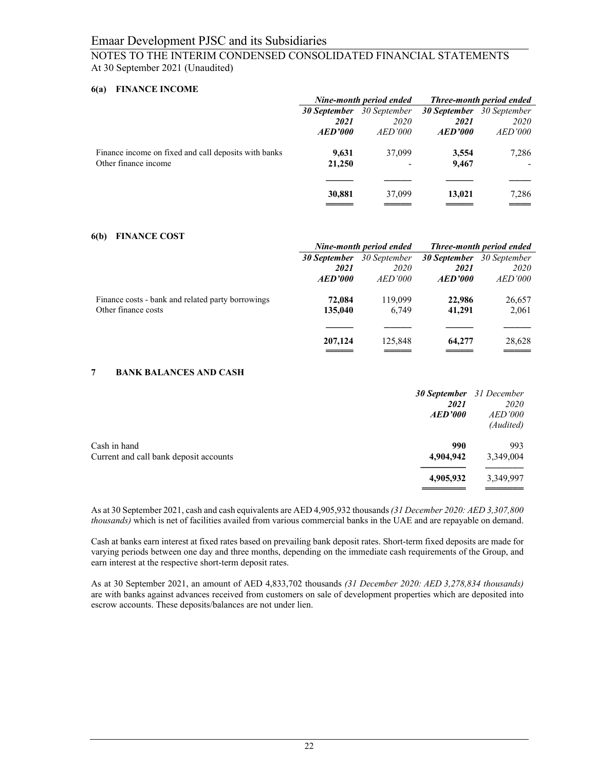# Emaar Development PJSC and its Subsidiaries

## NOTES TO THE INTERIM CONDENSED CONSOLIDATED FINANCIAL STATEMENTS
At 30 September 2021 (Unaudited)

### 6(a) FINANCE INCOME

| | *Nine-month period ended* | | *Three-month period ended* | |
|---|---|---|---|---|
| | ***30 September 2021 AED'000*** | *30 September 2020 AED'000* | ***30 September 2021 AED'000*** | *30 September 2020 AED'000* |
| Finance income on fixed and call deposits with banks | **9,631** | 37,099 | **3,554** | 7,286 |
| Other finance income | **21,250** | - | **9,467** | - |
| | **30,881** | 37,099 | **13,021** | 7,286 |

### 6(b) FINANCE COST

| | *Nine-month period ended* | | *Three-month period ended* | |
|---|---|---|---|---|
| | ***30 September 2021 AED'000*** | *30 September 2020 AED'000* | ***30 September 2021 AED'000*** | *30 September 2020 AED'000* |
| Finance costs - bank and related party borrowings | **72,084** | 119,099 | **22,986** | 26,657 |
| Other finance costs | **135,040** | 6,749 | **41,291** | 2,061 |
| | **207,124** | 125,848 | **64,277** | 28,628 |

### 7 BANK BALANCES AND CASH

| | ***30 September 2021 AED'000*** | *31 December 2020 AED'000 (Audited)* |
|---|---|---|
| Cash in hand | **990** | 993 |
| Current and call bank deposit accounts | **4,904,942** | 3,349,004 |
| | **4,905,932** | 3,349,997 |

As at 30 September 2021, cash and cash equivalents are AED 4,905,932 thousands *(31 December 2020: AED 3,307,800 thousands)* which is net of facilities availed from various commercial banks in the UAE and are repayable on demand.

Cash at banks earn interest at fixed rates based on prevailing bank deposit rates. Short-term fixed deposits are made for varying periods between one day and three months, depending on the immediate cash requirements of the Group, and earn interest at the respective short-term deposit rates.

As at 30 September 2021, an amount of AED 4,833,702 thousands *(31 December 2020: AED 3,278,834 thousands)* are with banks against advances received from customers on sale of development properties which are deposited into escrow accounts. These deposits/balances are not under lien.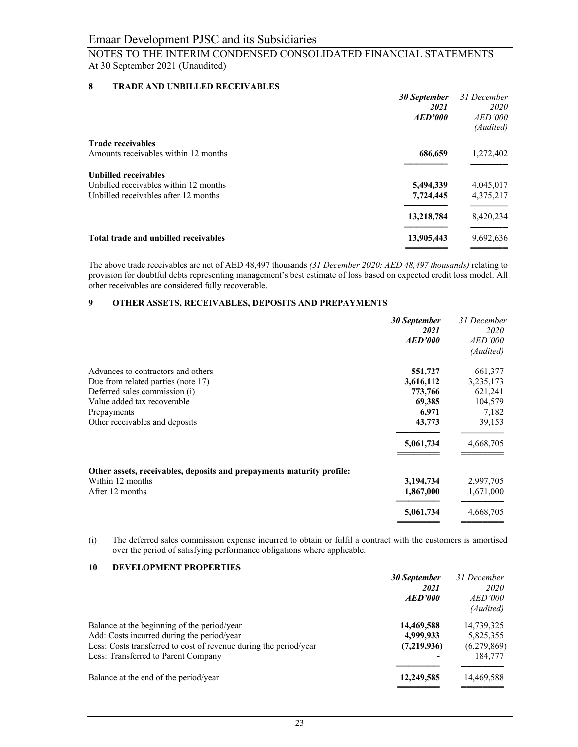## 8 TRADE AND UNBILLED RECEIVABLES

| | ***30 September 2021 AED'000*** | *31 December 2020 AED'000 (Audited)* |
|---|---|---|
| **Trade receivables** | | |
| Amounts receivables within 12 months | **686,659** | 1,272,402 |
| **Unbilled receivables** | | |
| Unbilled receivables within 12 months | **5,494,339** | 4,045,017 |
| Unbilled receivables after 12 months | **7,724,445** | 4,375,217 |
| | **13,218,784** | 8,420,234 |
| **Total trade and unbilled receivables** | **13,905,443** | 9,692,636 |

The above trade receivables are net of AED 48,497 thousands *(31 December 2020: AED 48,497 thousands)* relating to provision for doubtful debts representing management's best estimate of loss based on expected credit loss model. All other receivables are considered fully recoverable.

## 9 OTHER ASSETS, RECEIVABLES, DEPOSITS AND PREPAYMENTS

| | ***30 September 2021 AED'000*** | *31 December 2020 AED'000 (Audited)* |
|---|---|---|
| Advances to contractors and others | **551,727** | 661,377 |
| Due from related parties (note 17) | **3,616,112** | 3,235,173 |
| Deferred sales commission (i) | **773,766** | 621,241 |
| Value added tax recoverable | **69,385** | 104,579 |
| Prepayments | **6,971** | 7,182 |
| Other receivables and deposits | **43,773** | 39,153 |
| | **5,061,734** | 4,668,705 |
| **Other assets, receivables, deposits and prepayments maturity profile:** | | |
| Within 12 months | **3,194,734** | 2,997,705 |
| After 12 months | **1,867,000** | 1,671,000 |
| | **5,061,734** | 4,668,705 |

(i) The deferred sales commission expense incurred to obtain or fulfil a contract with the customers is amortised over the period of satisfying performance obligations where applicable.

## 10 DEVELOPMENT PROPERTIES

| | ***30 September 2021 AED'000*** | *31 December 2020 AED'000 (Audited)* |
|---|---|---|
| Balance at the beginning of the period/year | **14,469,588** | 14,739,325 |
| Add: Costs incurred during the period/year | **4,999,933** | 5,825,355 |
| Less: Costs transferred to cost of revenue during the period/year | **(7,219,936)** | (6,279,869) |
| Less: Transferred to Parent Company | **-** | 184,777 |
| Balance at the end of the period/year | **12,249,585** | 14,469,588 |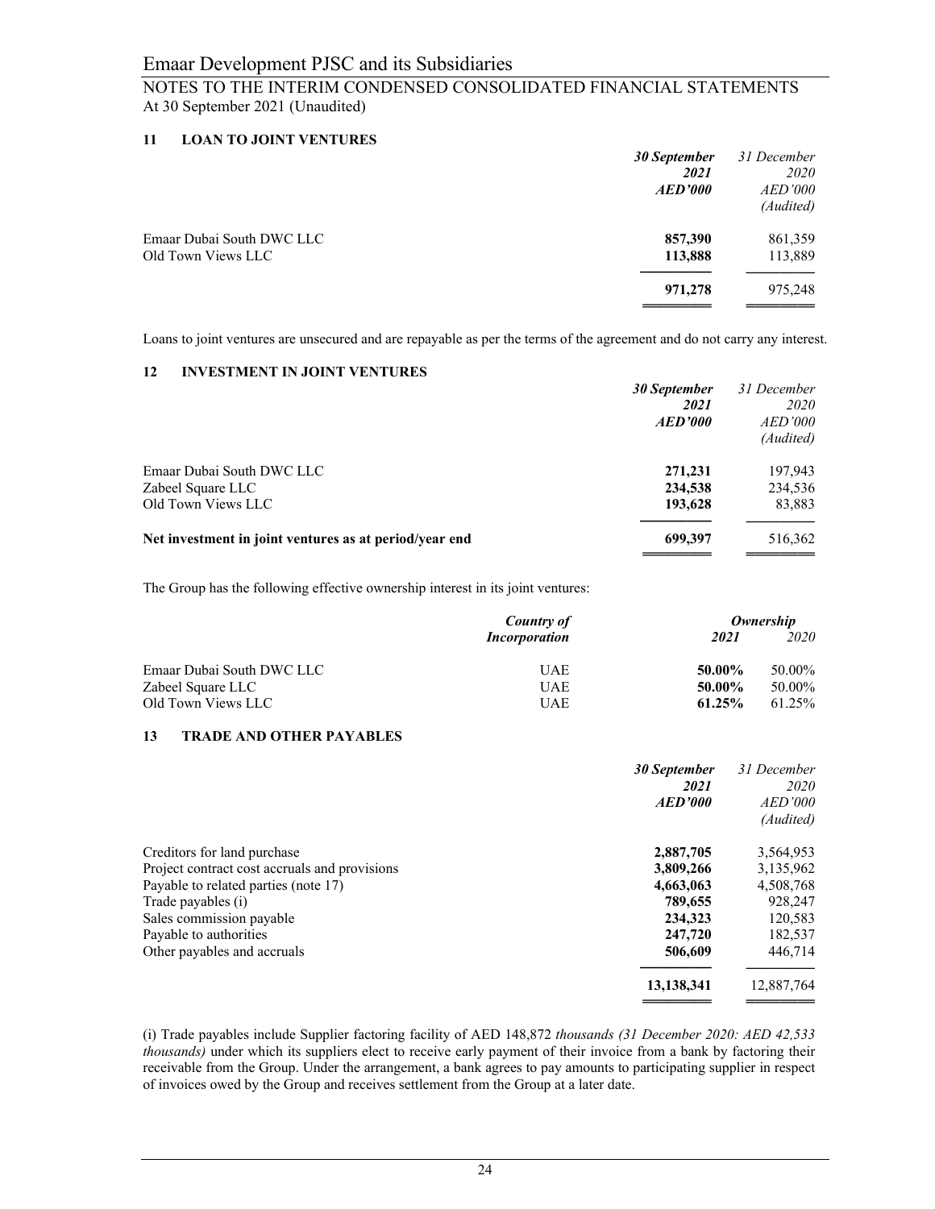## 11 LOAN TO JOINT VENTURES

| | *30 September 2021 AED'000* | *31 December 2020 AED'000 (Audited)* |
|---|---|---|
| Emaar Dubai South DWC LLC | **857,390** | 861,359 |
| Old Town Views LLC | **113,888** | 113,889 |
| | **971,278** | 975,248 |

Loans to joint ventures are unsecured and are repayable as per the terms of the agreement and do not carry any interest.

## 12 INVESTMENT IN JOINT VENTURES

| | *30 September 2021 AED'000* | *31 December 2020 AED'000 (Audited)* |
|---|---|---|
| Emaar Dubai South DWC LLC | **271,231** | 197,943 |
| Zabeel Square LLC | **234,538** | 234,536 |
| Old Town Views LLC | **193,628** | 83,883 |
| **Net investment in joint ventures as at period/year end** | **699,397** | 516,362 |

The Group has the following effective ownership interest in its joint ventures:

| | *Country of Incorporation* | *Ownership* | |
|---|---|---|---|
| | | *2021* | *2020* |
| Emaar Dubai South DWC LLC | UAE | **50.00%** | 50.00% |
| Zabeel Square LLC | UAE | **50.00%** | 50.00% |
| Old Town Views LLC | UAE | **61.25%** | 61.25% |

## 13 TRADE AND OTHER PAYABLES

| | *30 September 2021 AED'000* | *31 December 2020 AED'000 (Audited)* |
|---|---|---|
| Creditors for land purchase | **2,887,705** | 3,564,953 |
| Project contract cost accruals and provisions | **3,809,266** | 3,135,962 |
| Payable to related parties (note 17) | **4,663,063** | 4,508,768 |
| Trade payables (i) | **789,655** | 928,247 |
| Sales commission payable | **234,323** | 120,583 |
| Payable to authorities | **247,720** | 182,537 |
| Other payables and accruals | **506,609** | 446,714 |
| | **13,138,341** | 12,887,764 |

(i) Trade payables include Supplier factoring facility of AED 148,872 *thousands (31 December 2020: AED 42,533 thousands)* under which its suppliers elect to receive early payment of their invoice from a bank by factoring their receivable from the Group. Under the arrangement, a bank agrees to pay amounts to participating supplier in respect of invoices owed by the Group and receives settlement from the Group at a later date.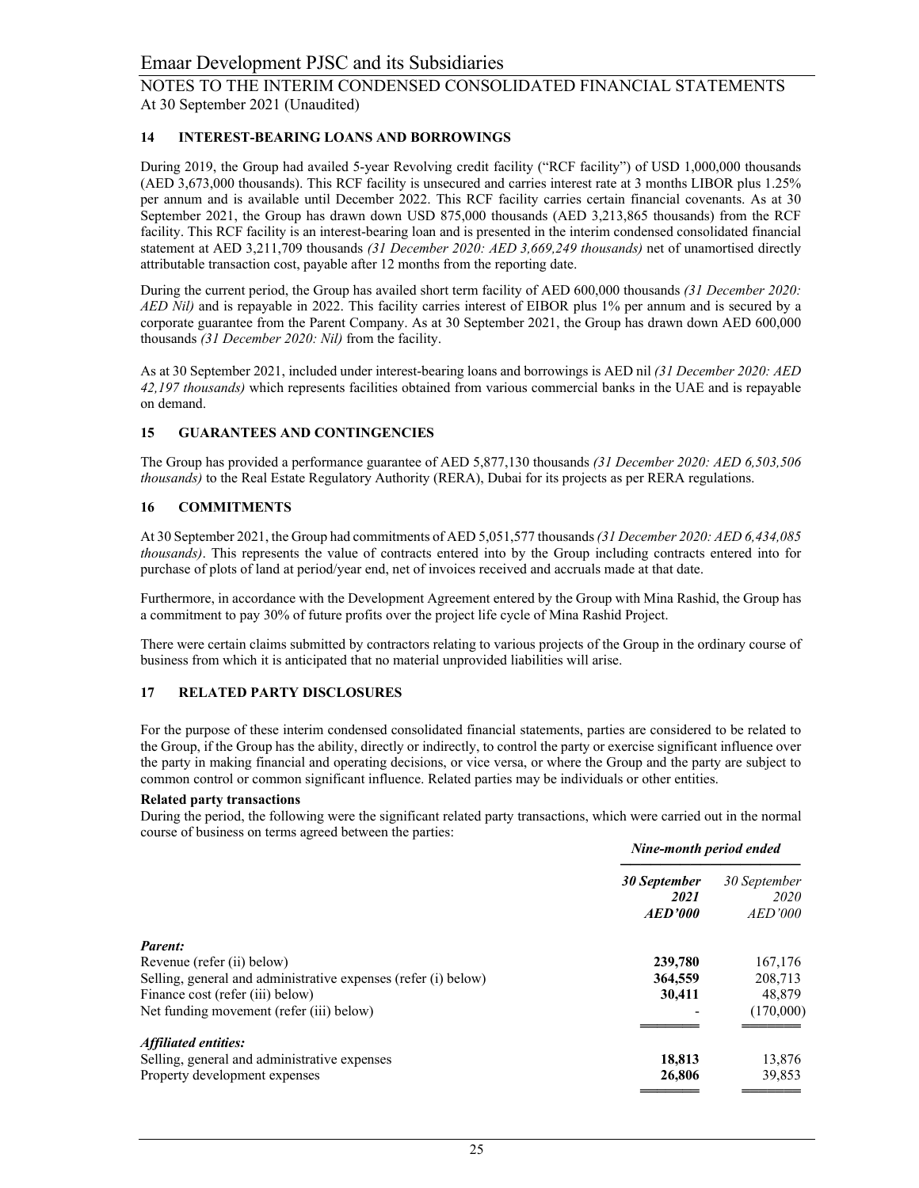## 14 INTEREST-BEARING LOANS AND BORROWINGS

During 2019, the Group had availed 5-year Revolving credit facility ("RCF facility") of USD 1,000,000 thousands (AED 3,673,000 thousands). This RCF facility is unsecured and carries interest rate at 3 months LIBOR plus 1.25% per annum and is available until December 2022. This RCF facility carries certain financial covenants. As at 30 September 2021, the Group has drawn down USD 875,000 thousands (AED 3,213,865 thousands) from the RCF facility. This RCF facility is an interest-bearing loan and is presented in the interim condensed consolidated financial statement at AED 3,211,709 thousands *(31 December 2020: AED 3,669,249 thousands)* net of unamortised directly attributable transaction cost, payable after 12 months from the reporting date.

During the current period, the Group has availed short term facility of AED 600,000 thousands *(31 December 2020: AED Nil)* and is repayable in 2022. This facility carries interest of EIBOR plus 1% per annum and is secured by a corporate guarantee from the Parent Company. As at 30 September 2021, the Group has drawn down AED 600,000 thousands *(31 December 2020: Nil)* from the facility.

As at 30 September 2021, included under interest-bearing loans and borrowings is AED nil *(31 December 2020: AED 42,197 thousands)* which represents facilities obtained from various commercial banks in the UAE and is repayable on demand.

## 15 GUARANTEES AND CONTINGENCIES

The Group has provided a performance guarantee of AED 5,877,130 thousands *(31 December 2020: AED 6,503,506 thousands)* to the Real Estate Regulatory Authority (RERA), Dubai for its projects as per RERA regulations.

## 16 COMMITMENTS

At 30 September 2021, the Group had commitments of AED 5,051,577 thousands *(31 December 2020: AED 6,434,085 thousands)*. This represents the value of contracts entered into by the Group including contracts entered into for purchase of plots of land at period/year end, net of invoices received and accruals made at that date.

Furthermore, in accordance with the Development Agreement entered by the Group with Mina Rashid, the Group has a commitment to pay 30% of future profits over the project life cycle of Mina Rashid Project.

There were certain claims submitted by contractors relating to various projects of the Group in the ordinary course of business from which it is anticipated that no material unprovided liabilities will arise.

## 17 RELATED PARTY DISCLOSURES

For the purpose of these interim condensed consolidated financial statements, parties are considered to be related to the Group, if the Group has the ability, directly or indirectly, to control the party or exercise significant influence over the party in making financial and operating decisions, or vice versa, or where the Group and the party are subject to common control or common significant influence. Related parties may be individuals or other entities.

**Related party transactions**

During the period, the following were the significant related party transactions, which were carried out in the normal course of business on terms agreed between the parties:

| | *Nine-month period ended* | |
|---|---|---|
| | ***30 September 2021 AED'000*** | *30 September 2020 AED'000* |
| ***Parent:*** | | |
| Revenue (refer (ii) below) | **239,780** | 167,176 |
| Selling, general and administrative expenses (refer (i) below) | **364,559** | 208,713 |
| Finance cost (refer (iii) below) | **30,411** | 48,879 |
| Net funding movement (refer (iii) below) | - | (170,000) |
| ***Affiliated entities:*** | | |
| Selling, general and administrative expenses | **18,813** | 13,876 |
| Property development expenses | **26,806** | 39,853 |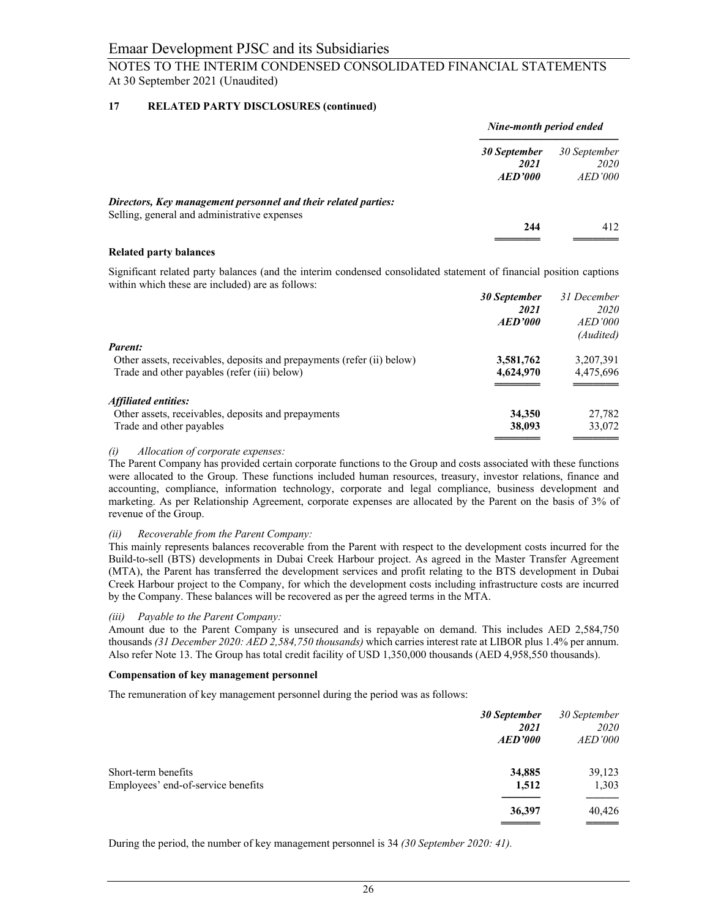### 17 RELATED PARTY DISCLOSURES (continued)

| | Nine-month period ended | |
|---|---|---|
| | **30 September 2021 AED'000** | *30 September 2020 AED'000* |
| ***Directors, Key management personnel and their related parties:*** | | |
| Selling, general and administrative expenses | **244** | 412 |

**Related party balances**

Significant related party balances (and the interim condensed consolidated statement of financial position captions within which these are included) are as follows:

| | **30 September 2021 AED'000** | *31 December 2020 AED'000 (Audited)* |
|---|---|---|
| ***Parent:*** | | |
| Other assets, receivables, deposits and prepayments (refer (ii) below) | **3,581,762** | 3,207,391 |
| Trade and other payables (refer (iii) below) | **4,624,970** | 4,475,696 |
| ***Affiliated entities:*** | | |
| Other assets, receivables, deposits and prepayments | **34,350** | 27,782 |
| Trade and other payables | **38,093** | 33,072 |

*(i) Allocation of corporate expenses:*

The Parent Company has provided certain corporate functions to the Group and costs associated with these functions were allocated to the Group. These functions included human resources, treasury, investor relations, finance and accounting, compliance, information technology, corporate and legal compliance, business development and marketing. As per Relationship Agreement, corporate expenses are allocated by the Parent on the basis of 3% of revenue of the Group.

*(ii) Recoverable from the Parent Company:*

This mainly represents balances recoverable from the Parent with respect to the development costs incurred for the Build-to-sell (BTS) developments in Dubai Creek Harbour project. As agreed in the Master Transfer Agreement (MTA), the Parent has transferred the development services and profit relating to the BTS development in Dubai Creek Harbour project to the Company, for which the development costs including infrastructure costs are incurred by the Company. These balances will be recovered as per the agreed terms in the MTA.

*(iii) Payable to the Parent Company:*

Amount due to the Parent Company is unsecured and is repayable on demand. This includes AED 2,584,750 thousands *(31 December 2020: AED 2,584,750 thousands)* which carries interest rate at LIBOR plus 1.4% per annum. Also refer Note 13. The Group has total credit facility of USD 1,350,000 thousands (AED 4,958,550 thousands).

**Compensation of key management personnel**

The remuneration of key management personnel during the period was as follows:

| | **30 September 2021 AED'000** | *30 September 2020 AED'000* |
|---|---|---|
| Short-term benefits | **34,885** | 39,123 |
| Employees' end-of-service benefits | **1,512** | 1,303 |
| | **36,397** | 40,426 |

During the period, the number of key management personnel is 34 *(30 September 2020: 41).*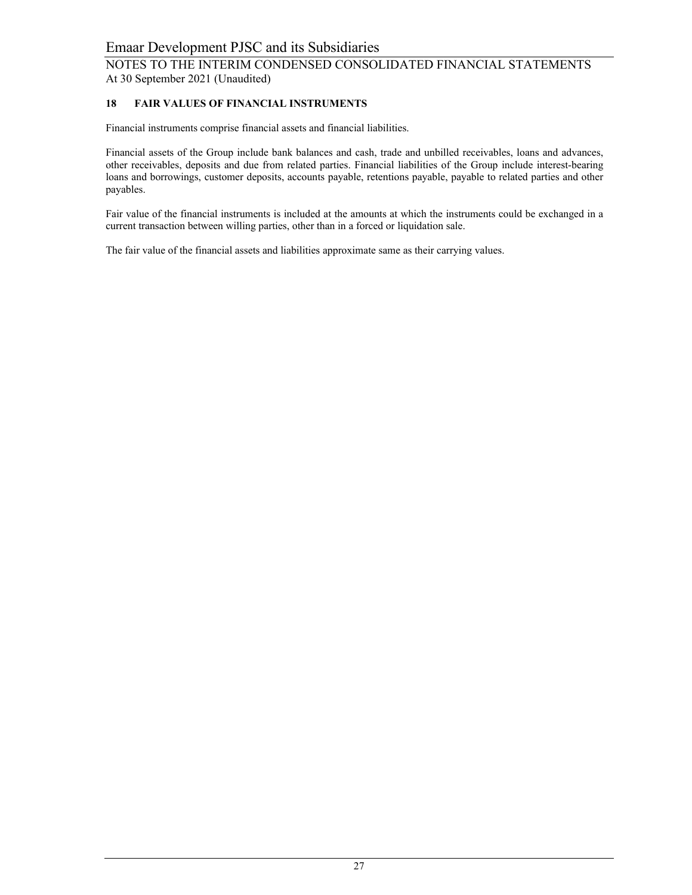## 18 FAIR VALUES OF FINANCIAL INSTRUMENTS

Financial instruments comprise financial assets and financial liabilities.

Financial assets of the Group include bank balances and cash, trade and unbilled receivables, loans and advances, other receivables, deposits and due from related parties. Financial liabilities of the Group include interest-bearing loans and borrowings, customer deposits, accounts payable, retentions payable, payable to related parties and other payables.

Fair value of the financial instruments is included at the amounts at which the instruments could be exchanged in a current transaction between willing parties, other than in a forced or liquidation sale.

The fair value of the financial assets and liabilities approximate same as their carrying values.